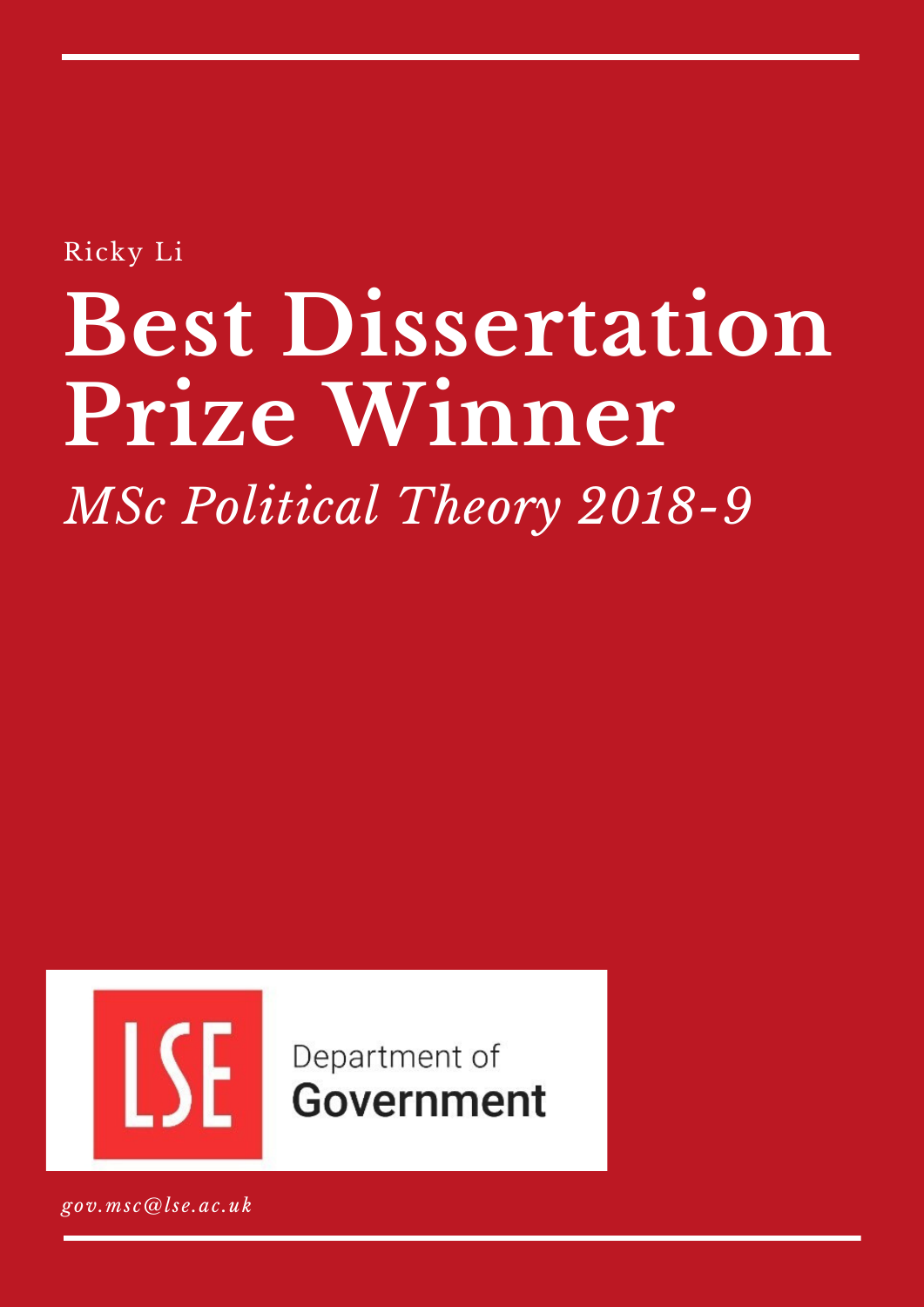Ricky Li

# Best Dissertation Prize Winner

*MSc Political Theory 2018-9*

LSE Department of Government

*gov.msc@lse.ac.uk*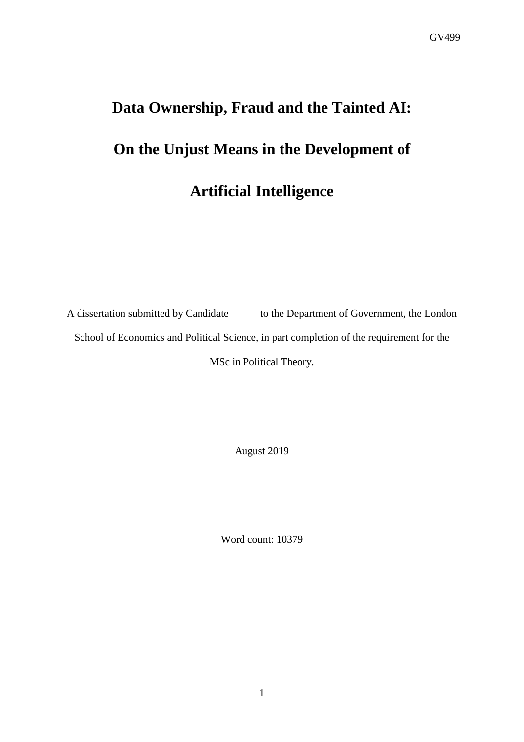# Data Ownership, Fraud and the Tainted AI: On the Unjust Means in the Development of Artificial Intelligence

A dissertation submitted by Candidate to the Department of Government, the London School of Economics and Political Science, in part completion of the requirement for the MSc in Political Theory.

August 2019

Word count: 10379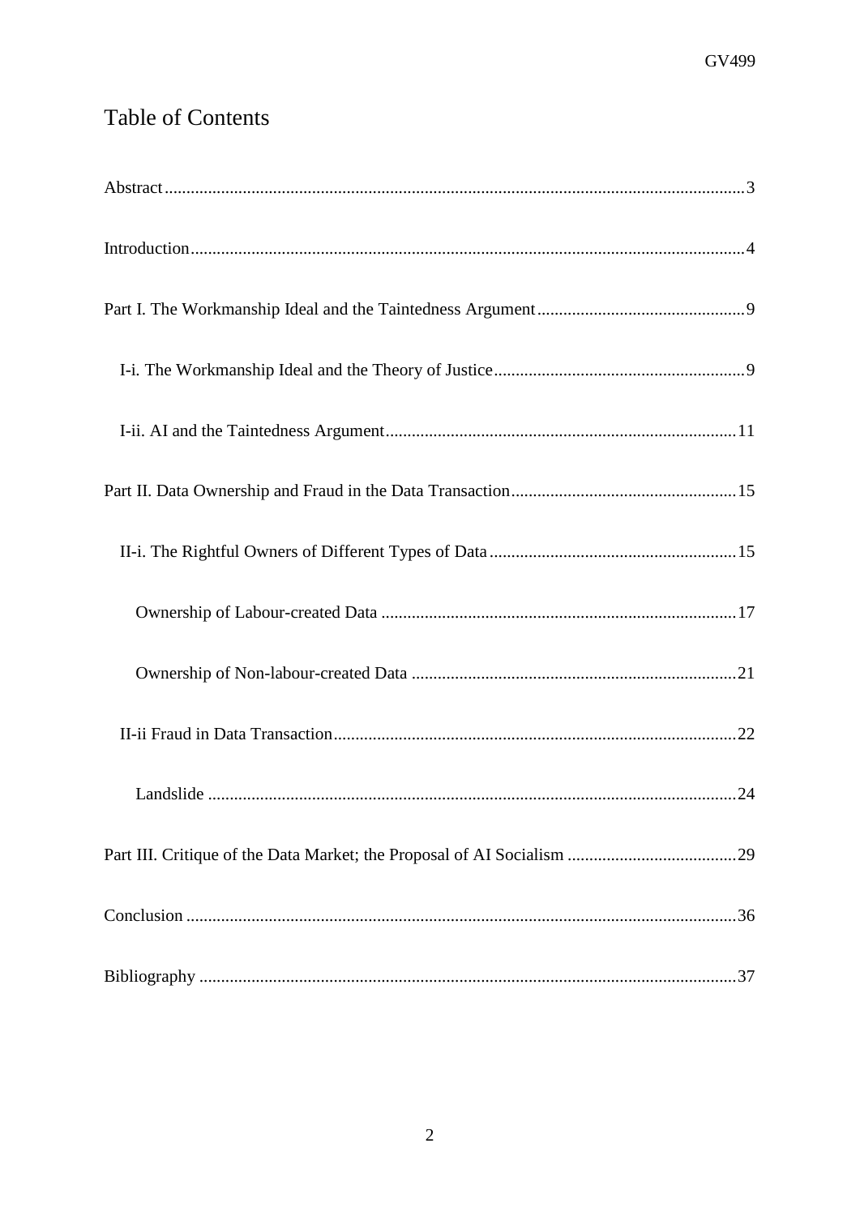# Table of Contents

Abstract ..... 3

Introduction ..... 4

Part I. The Workmanship Ideal and the Taintedness Argument ..... 9

I-i. The Workmanship Ideal and the Theory of Justice ..... 9

I-ii. AI and the Taintedness Argument ..... 11

Part II. Data Ownership and Fraud in the Data Transaction ..... 15

II-i. The Rightful Owners of Different Types of Data ..... 15

Ownership of Labour-created Data ..... 17

Ownership of Non-labour-created Data ..... 21

II-ii Fraud in Data Transaction ..... 22

Landslide ..... 24

Part III. Critique of the Data Market; the Proposal of AI Socialism ..... 29

Conclusion ..... 36

Bibliography ..... 37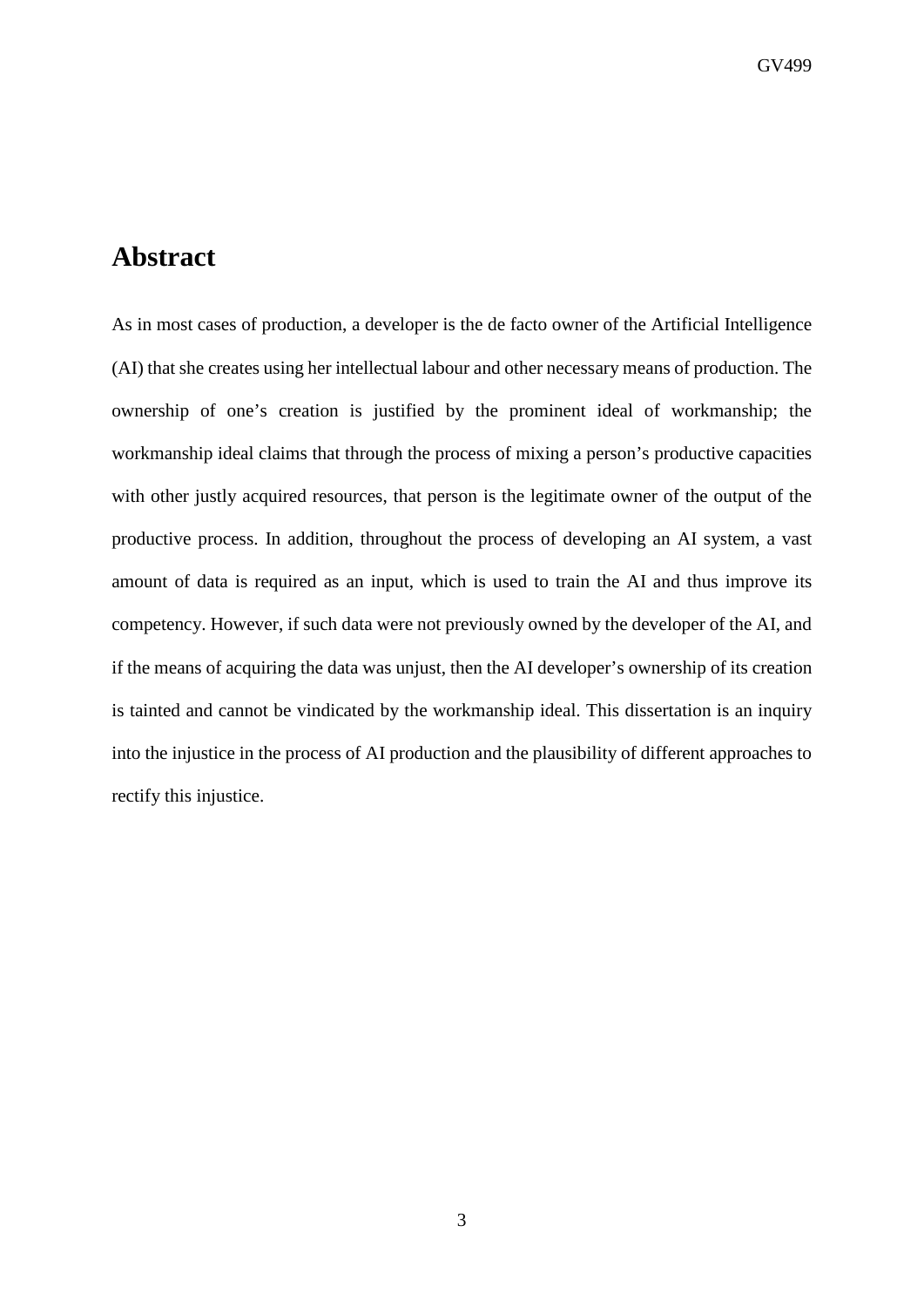## Abstract

As in most cases of production, a developer is the de facto owner of the Artificial Intelligence (AI) that she creates using her intellectual labour and other necessary means of production. The ownership of one's creation is justified by the prominent ideal of workmanship; the workmanship ideal claims that through the process of mixing a person's productive capacities with other justly acquired resources, that person is the legitimate owner of the output of the productive process. In addition, throughout the process of developing an AI system, a vast amount of data is required as an input, which is used to train the AI and thus improve its competency. However, if such data were not previously owned by the developer of the AI, and if the means of acquiring the data was unjust, then the AI developer's ownership of its creation is tainted and cannot be vindicated by the workmanship ideal. This dissertation is an inquiry into the injustice in the process of AI production and the plausibility of different approaches to rectify this injustice.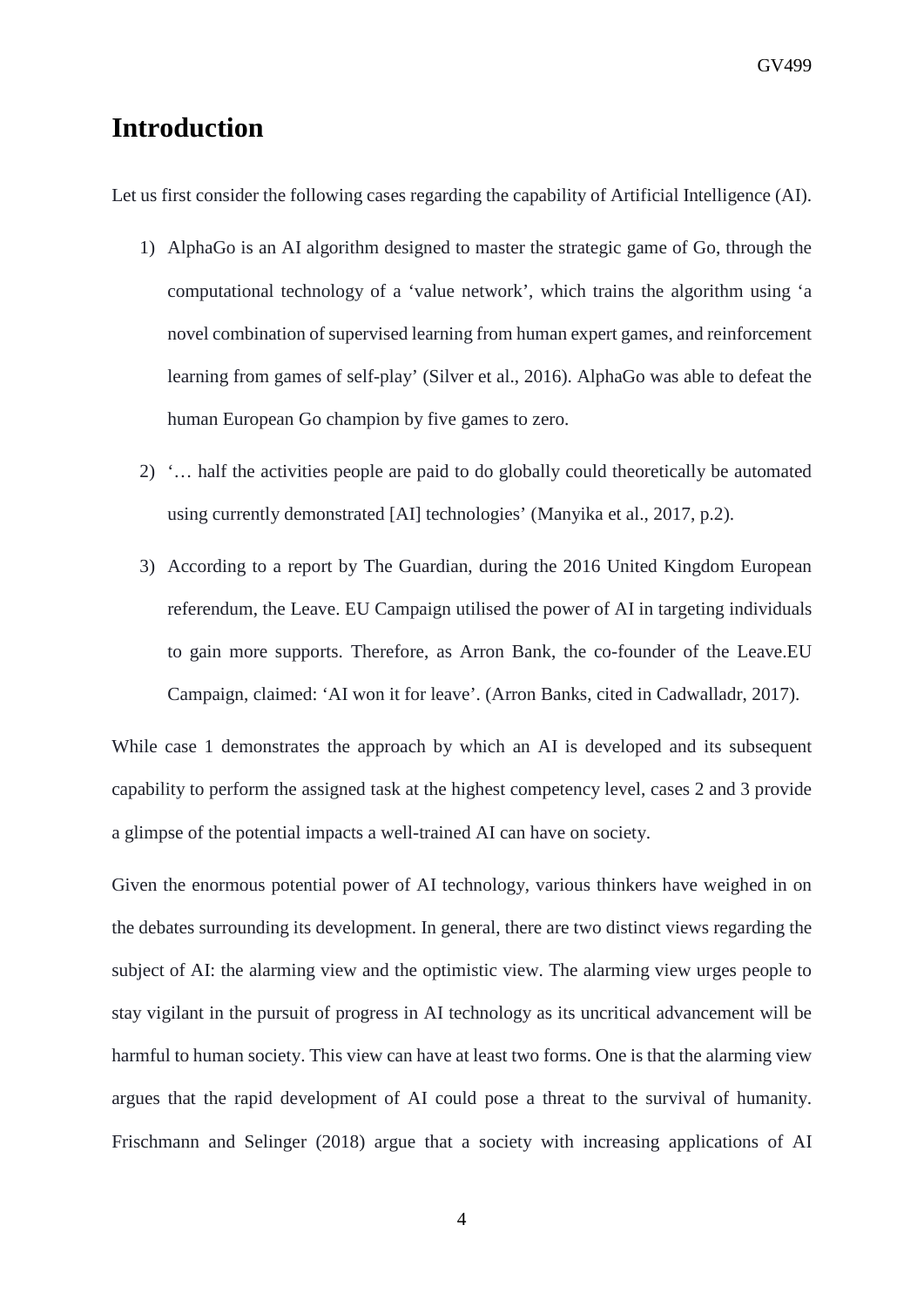# Introduction

Let us first consider the following cases regarding the capability of Artificial Intelligence (AI).

1) AlphaGo is an AI algorithm designed to master the strategic game of Go, through the computational technology of a 'value network', which trains the algorithm using 'a novel combination of supervised learning from human expert games, and reinforcement learning from games of self-play' (Silver et al., 2016). AlphaGo was able to defeat the human European Go champion by five games to zero.

2) '… half the activities people are paid to do globally could theoretically be automated using currently demonstrated [AI] technologies' (Manyika et al., 2017, p.2).

3) According to a report by The Guardian, during the 2016 United Kingdom European referendum, the Leave. EU Campaign utilised the power of AI in targeting individuals to gain more supports. Therefore, as Arron Bank, the co-founder of the Leave.EU Campaign, claimed: 'AI won it for leave'. (Arron Banks, cited in Cadwalladr, 2017).

While case 1 demonstrates the approach by which an AI is developed and its subsequent capability to perform the assigned task at the highest competency level, cases 2 and 3 provide a glimpse of the potential impacts a well-trained AI can have on society.

Given the enormous potential power of AI technology, various thinkers have weighed in on the debates surrounding its development. In general, there are two distinct views regarding the subject of AI: the alarming view and the optimistic view. The alarming view urges people to stay vigilant in the pursuit of progress in AI technology as its uncritical advancement will be harmful to human society. This view can have at least two forms. One is that the alarming view argues that the rapid development of AI could pose a threat to the survival of humanity. Frischmann and Selinger (2018) argue that a society with increasing applications of AI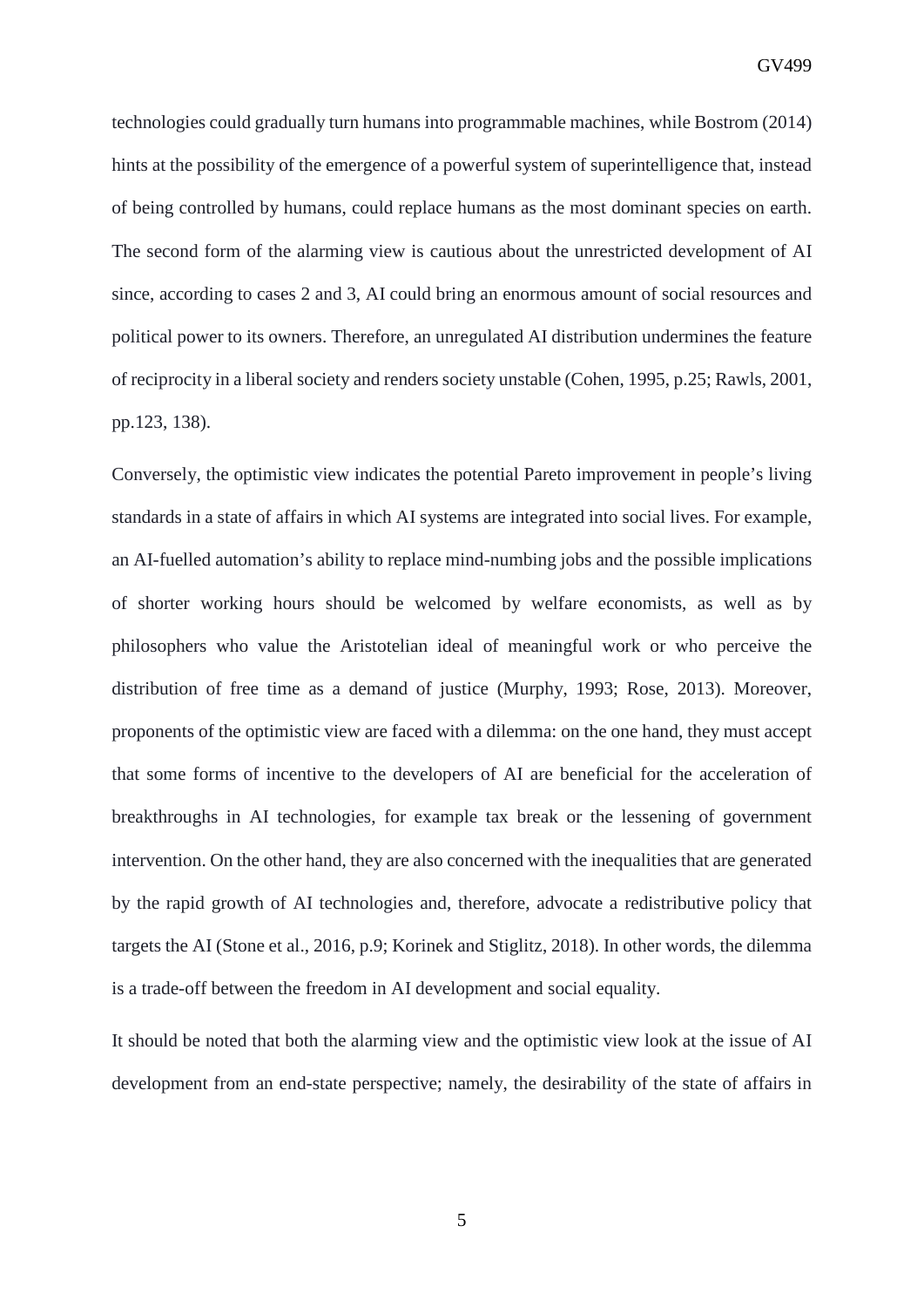technologies could gradually turn humans into programmable machines, while Bostrom (2014) hints at the possibility of the emergence of a powerful system of superintelligence that, instead of being controlled by humans, could replace humans as the most dominant species on earth. The second form of the alarming view is cautious about the unrestricted development of AI since, according to cases 2 and 3, AI could bring an enormous amount of social resources and political power to its owners. Therefore, an unregulated AI distribution undermines the feature of reciprocity in a liberal society and renders society unstable (Cohen, 1995, p.25; Rawls, 2001, pp.123, 138).

Conversely, the optimistic view indicates the potential Pareto improvement in people's living standards in a state of affairs in which AI systems are integrated into social lives. For example, an AI-fuelled automation's ability to replace mind-numbing jobs and the possible implications of shorter working hours should be welcomed by welfare economists, as well as by philosophers who value the Aristotelian ideal of meaningful work or who perceive the distribution of free time as a demand of justice (Murphy, 1993; Rose, 2013). Moreover, proponents of the optimistic view are faced with a dilemma: on the one hand, they must accept that some forms of incentive to the developers of AI are beneficial for the acceleration of breakthroughs in AI technologies, for example tax break or the lessening of government intervention. On the other hand, they are also concerned with the inequalities that are generated by the rapid growth of AI technologies and, therefore, advocate a redistributive policy that targets the AI (Stone et al., 2016, p.9; Korinek and Stiglitz, 2018). In other words, the dilemma is a trade-off between the freedom in AI development and social equality.

It should be noted that both the alarming view and the optimistic view look at the issue of AI development from an end-state perspective; namely, the desirability of the state of affairs in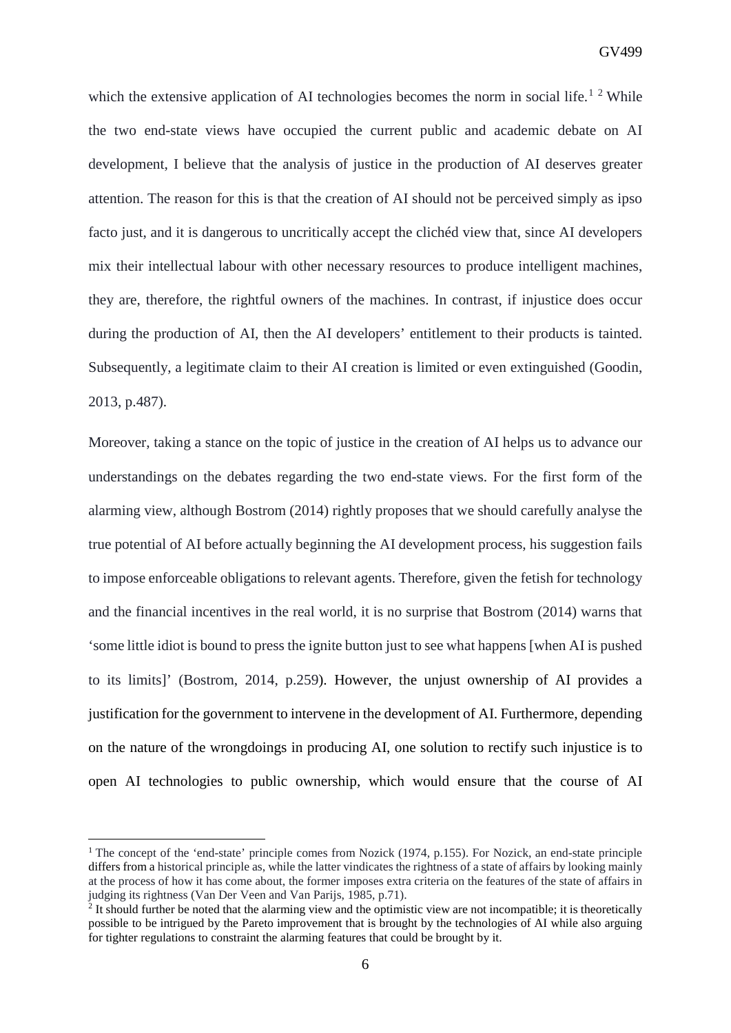which the extensive application of AI technologies becomes the norm in social life.[1] [2] While the two end-state views have occupied the current public and academic debate on AI development, I believe that the analysis of justice in the production of AI deserves greater attention. The reason for this is that the creation of AI should not be perceived simply as ipso facto just, and it is dangerous to uncritically accept the clichéd view that, since AI developers mix their intellectual labour with other necessary resources to produce intelligent machines, they are, therefore, the rightful owners of the machines. In contrast, if injustice does occur during the production of AI, then the AI developers' entitlement to their products is tainted. Subsequently, a legitimate claim to their AI creation is limited or even extinguished (Goodin, 2013, p.487).

Moreover, taking a stance on the topic of justice in the creation of AI helps us to advance our understandings on the debates regarding the two end-state views. For the first form of the alarming view, although Bostrom (2014) rightly proposes that we should carefully analyse the true potential of AI before actually beginning the AI development process, his suggestion fails to impose enforceable obligations to relevant agents. Therefore, given the fetish for technology and the financial incentives in the real world, it is no surprise that Bostrom (2014) warns that 'some little idiot is bound to press the ignite button just to see what happens [when AI is pushed to its limits]' (Bostrom, 2014, p.259). However, the unjust ownership of AI provides a justification for the government to intervene in the development of AI. Furthermore, depending on the nature of the wrongdoings in producing AI, one solution to rectify such injustice is to open AI technologies to public ownership, which would ensure that the course of AI

---

[1] The concept of the 'end-state' principle comes from Nozick (1974, p.155). For Nozick, an end-state principle differs from a historical principle as, while the latter vindicates the rightness of a state of affairs by looking mainly at the process of how it has come about, the former imposes extra criteria on the features of the state of affairs in judging its rightness (Van Der Veen and Van Parijs, 1985, p.71).

[2] It should further be noted that the alarming view and the optimistic view are not incompatible; it is theoretically possible to be intrigued by the Pareto improvement that is brought by the technologies of AI while also arguing for tighter regulations to constraint the alarming features that could be brought by it.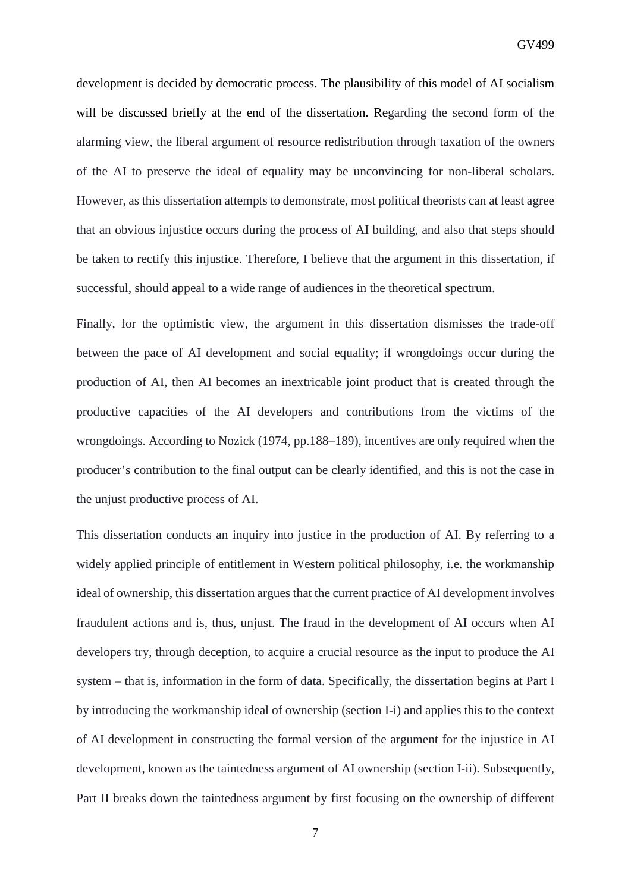development is decided by democratic process. The plausibility of this model of AI socialism will be discussed briefly at the end of the dissertation. Regarding the second form of the alarming view, the liberal argument of resource redistribution through taxation of the owners of the AI to preserve the ideal of equality may be unconvincing for non-liberal scholars. However, as this dissertation attempts to demonstrate, most political theorists can at least agree that an obvious injustice occurs during the process of AI building, and also that steps should be taken to rectify this injustice. Therefore, I believe that the argument in this dissertation, if successful, should appeal to a wide range of audiences in the theoretical spectrum.

Finally, for the optimistic view, the argument in this dissertation dismisses the trade-off between the pace of AI development and social equality; if wrongdoings occur during the production of AI, then AI becomes an inextricable joint product that is created through the productive capacities of the AI developers and contributions from the victims of the wrongdoings. According to Nozick (1974, pp.188–189), incentives are only required when the producer's contribution to the final output can be clearly identified, and this is not the case in the unjust productive process of AI.

This dissertation conducts an inquiry into justice in the production of AI. By referring to a widely applied principle of entitlement in Western political philosophy, i.e. the workmanship ideal of ownership, this dissertation argues that the current practice of AI development involves fraudulent actions and is, thus, unjust. The fraud in the development of AI occurs when AI developers try, through deception, to acquire a crucial resource as the input to produce the AI system – that is, information in the form of data. Specifically, the dissertation begins at Part I by introducing the workmanship ideal of ownership (section I-i) and applies this to the context of AI development in constructing the formal version of the argument for the injustice in AI development, known as the taintedness argument of AI ownership (section I-ii). Subsequently, Part II breaks down the taintedness argument by first focusing on the ownership of different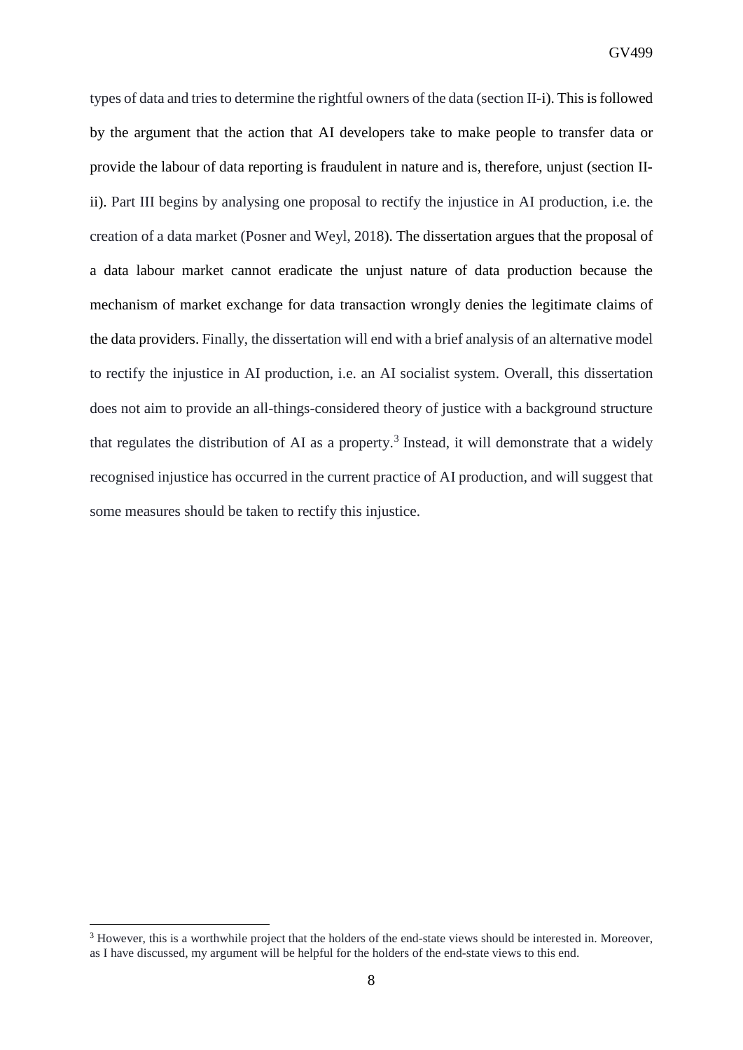types of data and tries to determine the rightful owners of the data (section II-i). This is followed by the argument that the action that AI developers take to make people to transfer data or provide the labour of data reporting is fraudulent in nature and is, therefore, unjust (section II-ii). Part III begins by analysing one proposal to rectify the injustice in AI production, i.e. the creation of a data market (Posner and Weyl, 2018). The dissertation argues that the proposal of a data labour market cannot eradicate the unjust nature of data production because the mechanism of market exchange for data transaction wrongly denies the legitimate claims of the data providers. Finally, the dissertation will end with a brief analysis of an alternative model to rectify the injustice in AI production, i.e. an AI socialist system. Overall, this dissertation does not aim to provide an all-things-considered theory of justice with a background structure that regulates the distribution of AI as a property.[3] Instead, it will demonstrate that a widely recognised injustice has occurred in the current practice of AI production, and will suggest that some measures should be taken to rectify this injustice.

[3] However, this is a worthwhile project that the holders of the end-state views should be interested in. Moreover, as I have discussed, my argument will be helpful for the holders of the end-state views to this end.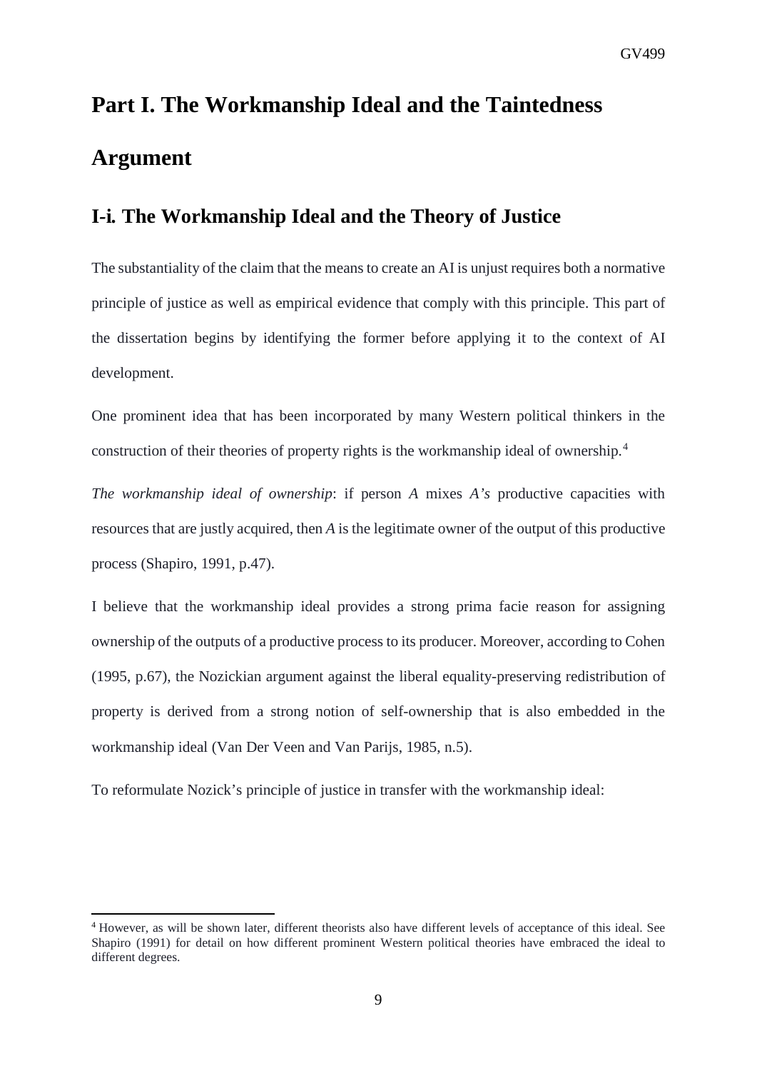# Part I. The Workmanship Ideal and the Taintedness Argument

## I-i. The Workmanship Ideal and the Theory of Justice

The substantiality of the claim that the means to create an AI is unjust requires both a normative principle of justice as well as empirical evidence that comply with this principle. This part of the dissertation begins by identifying the former before applying it to the context of AI development.

One prominent idea that has been incorporated by many Western political thinkers in the construction of their theories of property rights is the workmanship ideal of ownership.[4]

*The workmanship ideal of ownership*: if person *A* mixes *A's* productive capacities with resources that are justly acquired, then *A* is the legitimate owner of the output of this productive process (Shapiro, 1991, p.47).

I believe that the workmanship ideal provides a strong prima facie reason for assigning ownership of the outputs of a productive process to its producer. Moreover, according to Cohen (1995, p.67), the Nozickian argument against the liberal equality-preserving redistribution of property is derived from a strong notion of self-ownership that is also embedded in the workmanship ideal (Van Der Veen and Van Parijs, 1985, n.5).

To reformulate Nozick's principle of justice in transfer with the workmanship ideal:

[4] However, as will be shown later, different theorists also have different levels of acceptance of this ideal. See Shapiro (1991) for detail on how different prominent Western political theories have embraced the ideal to different degrees.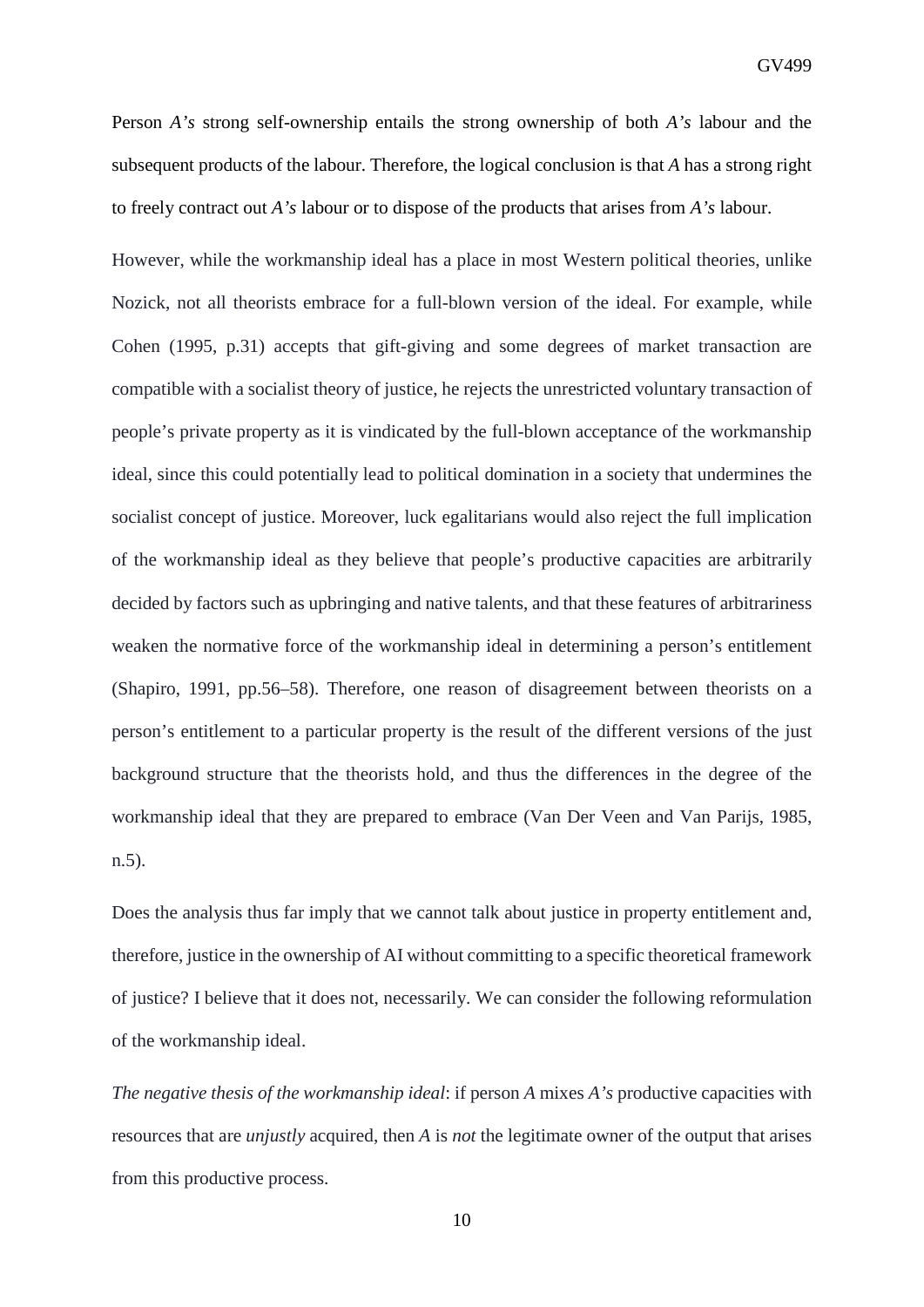Person *A's* strong self-ownership entails the strong ownership of both *A's* labour and the subsequent products of the labour. Therefore, the logical conclusion is that *A* has a strong right to freely contract out *A's* labour or to dispose of the products that arises from *A's* labour.

However, while the workmanship ideal has a place in most Western political theories, unlike Nozick, not all theorists embrace for a full-blown version of the ideal. For example, while Cohen (1995, p.31) accepts that gift-giving and some degrees of market transaction are compatible with a socialist theory of justice, he rejects the unrestricted voluntary transaction of people's private property as it is vindicated by the full-blown acceptance of the workmanship ideal, since this could potentially lead to political domination in a society that undermines the socialist concept of justice. Moreover, luck egalitarians would also reject the full implication of the workmanship ideal as they believe that people's productive capacities are arbitrarily decided by factors such as upbringing and native talents, and that these features of arbitrariness weaken the normative force of the workmanship ideal in determining a person's entitlement (Shapiro, 1991, pp.56–58). Therefore, one reason of disagreement between theorists on a person's entitlement to a particular property is the result of the different versions of the just background structure that the theorists hold, and thus the differences in the degree of the workmanship ideal that they are prepared to embrace (Van Der Veen and Van Parijs, 1985, n.5).

Does the analysis thus far imply that we cannot talk about justice in property entitlement and, therefore, justice in the ownership of AI without committing to a specific theoretical framework of justice? I believe that it does not, necessarily. We can consider the following reformulation of the workmanship ideal.

*The negative thesis of the workmanship ideal*: if person *A* mixes *A's* productive capacities with resources that are *unjustly* acquired, then *A* is *not* the legitimate owner of the output that arises from this productive process.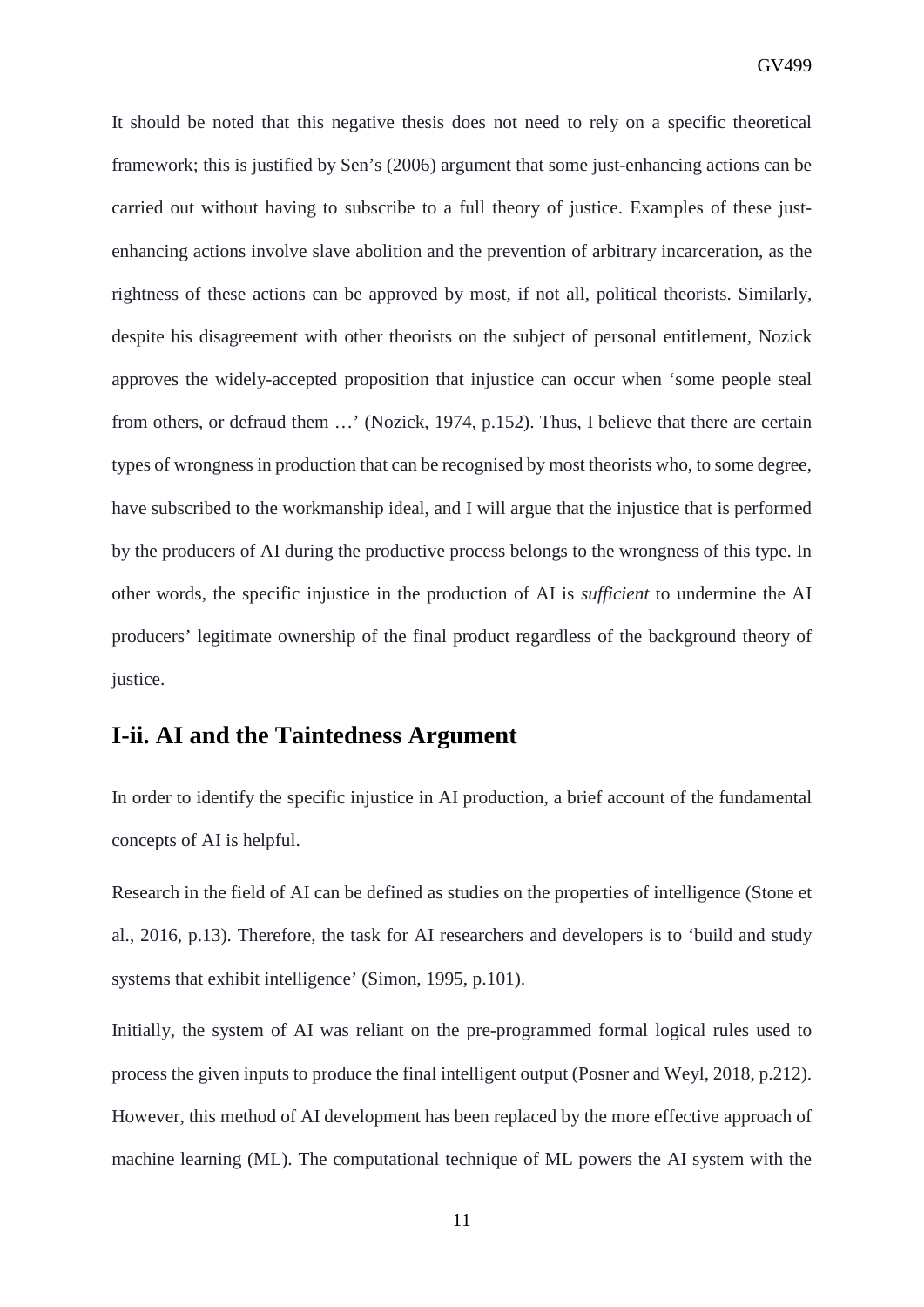It should be noted that this negative thesis does not need to rely on a specific theoretical framework; this is justified by Sen's (2006) argument that some just-enhancing actions can be carried out without having to subscribe to a full theory of justice. Examples of these just-enhancing actions involve slave abolition and the prevention of arbitrary incarceration, as the rightness of these actions can be approved by most, if not all, political theorists. Similarly, despite his disagreement with other theorists on the subject of personal entitlement, Nozick approves the widely-accepted proposition that injustice can occur when 'some people steal from others, or defraud them …' (Nozick, 1974, p.152). Thus, I believe that there are certain types of wrongness in production that can be recognised by most theorists who, to some degree, have subscribed to the workmanship ideal, and I will argue that the injustice that is performed by the producers of AI during the productive process belongs to the wrongness of this type. In other words, the specific injustice in the production of AI is *sufficient* to undermine the AI producers' legitimate ownership of the final product regardless of the background theory of justice.

## I-ii. AI and the Taintedness Argument

In order to identify the specific injustice in AI production, a brief account of the fundamental concepts of AI is helpful.

Research in the field of AI can be defined as studies on the properties of intelligence (Stone et al., 2016, p.13). Therefore, the task for AI researchers and developers is to 'build and study systems that exhibit intelligence' (Simon, 1995, p.101).

Initially, the system of AI was reliant on the pre-programmed formal logical rules used to process the given inputs to produce the final intelligent output (Posner and Weyl, 2018, p.212). However, this method of AI development has been replaced by the more effective approach of machine learning (ML). The computational technique of ML powers the AI system with the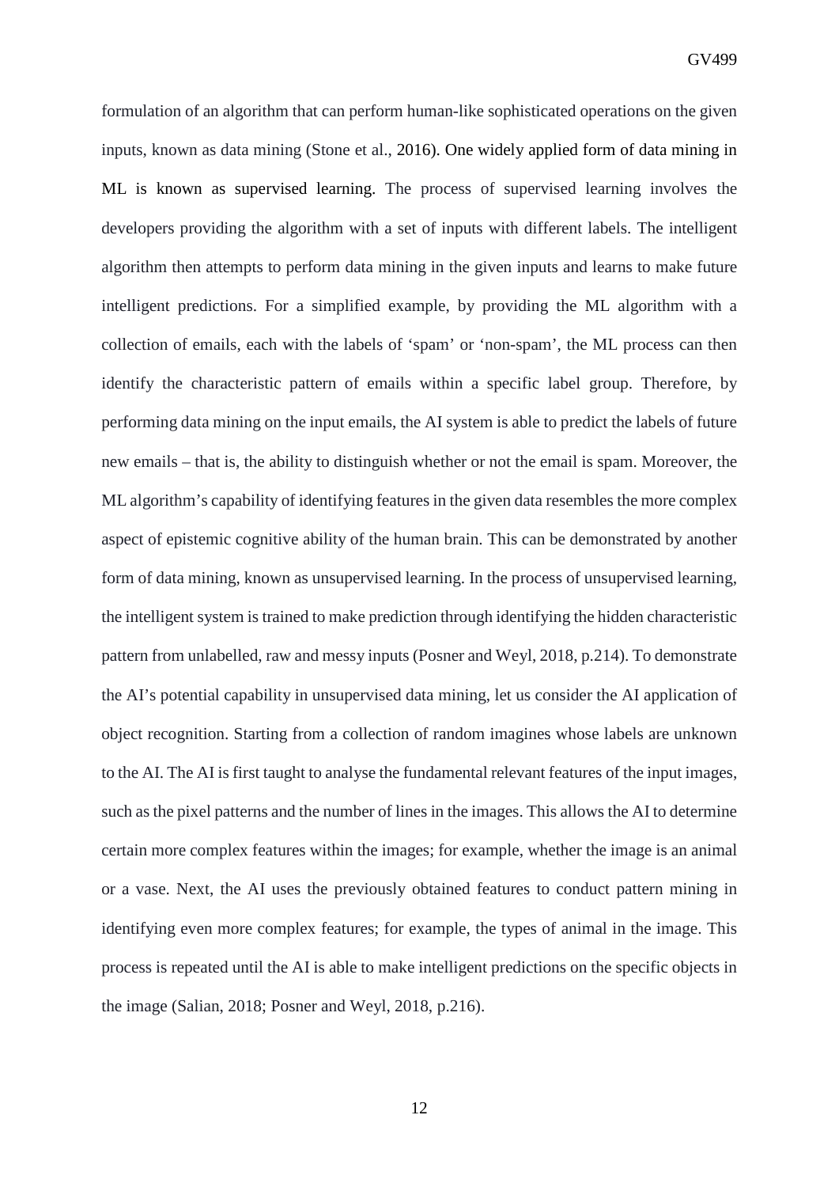formulation of an algorithm that can perform human-like sophisticated operations on the given inputs, known as data mining (Stone et al., 2016). One widely applied form of data mining in ML is known as supervised learning. The process of supervised learning involves the developers providing the algorithm with a set of inputs with different labels. The intelligent algorithm then attempts to perform data mining in the given inputs and learns to make future intelligent predictions. For a simplified example, by providing the ML algorithm with a collection of emails, each with the labels of 'spam' or 'non-spam', the ML process can then identify the characteristic pattern of emails within a specific label group. Therefore, by performing data mining on the input emails, the AI system is able to predict the labels of future new emails – that is, the ability to distinguish whether or not the email is spam. Moreover, the ML algorithm's capability of identifying features in the given data resembles the more complex aspect of epistemic cognitive ability of the human brain. This can be demonstrated by another form of data mining, known as unsupervised learning. In the process of unsupervised learning, the intelligent system is trained to make prediction through identifying the hidden characteristic pattern from unlabelled, raw and messy inputs (Posner and Weyl, 2018, p.214). To demonstrate the AI's potential capability in unsupervised data mining, let us consider the AI application of object recognition. Starting from a collection of random imagines whose labels are unknown to the AI. The AI is first taught to analyse the fundamental relevant features of the input images, such as the pixel patterns and the number of lines in the images. This allows the AI to determine certain more complex features within the images; for example, whether the image is an animal or a vase. Next, the AI uses the previously obtained features to conduct pattern mining in identifying even more complex features; for example, the types of animal in the image. This process is repeated until the AI is able to make intelligent predictions on the specific objects in the image (Salian, 2018; Posner and Weyl, 2018, p.216).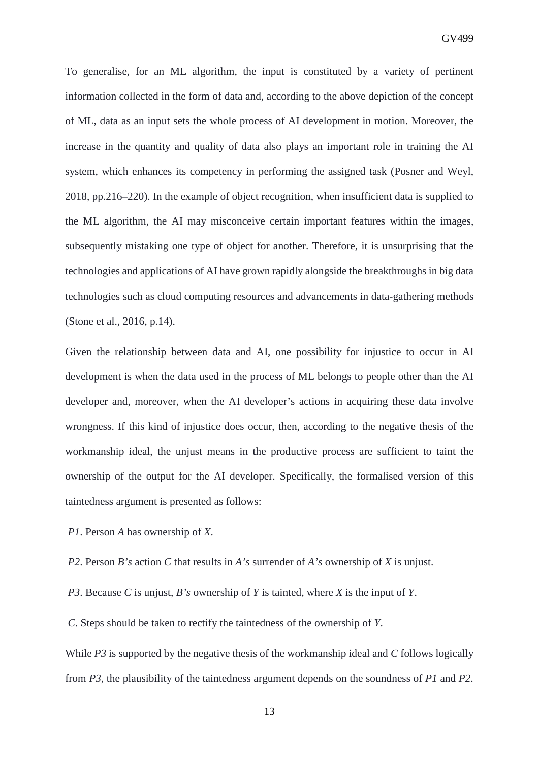To generalise, for an ML algorithm, the input is constituted by a variety of pertinent information collected in the form of data and, according to the above depiction of the concept of ML, data as an input sets the whole process of AI development in motion. Moreover, the increase in the quantity and quality of data also plays an important role in training the AI system, which enhances its competency in performing the assigned task (Posner and Weyl, 2018, pp.216–220). In the example of object recognition, when insufficient data is supplied to the ML algorithm, the AI may misconceive certain important features within the images, subsequently mistaking one type of object for another. Therefore, it is unsurprising that the technologies and applications of AI have grown rapidly alongside the breakthroughs in big data technologies such as cloud computing resources and advancements in data-gathering methods (Stone et al., 2016, p.14).

Given the relationship between data and AI, one possibility for injustice to occur in AI development is when the data used in the process of ML belongs to people other than the AI developer and, moreover, when the AI developer's actions in acquiring these data involve wrongness. If this kind of injustice does occur, then, according to the negative thesis of the workmanship ideal, the unjust means in the productive process are sufficient to taint the ownership of the output for the AI developer. Specifically, the formalised version of this taintedness argument is presented as follows:

*P1*. Person *A* has ownership of *X*.

*P2*. Person *B's* action *C* that results in *A's* surrender of *A's* ownership of *X* is unjust.

*P3*. Because *C* is unjust, *B's* ownership of *Y* is tainted, where *X* is the input of *Y*.

*C*. Steps should be taken to rectify the taintedness of the ownership of *Y*.

While *P3* is supported by the negative thesis of the workmanship ideal and *C* follows logically from *P3*, the plausibility of the taintedness argument depends on the soundness of *P1* and *P2*.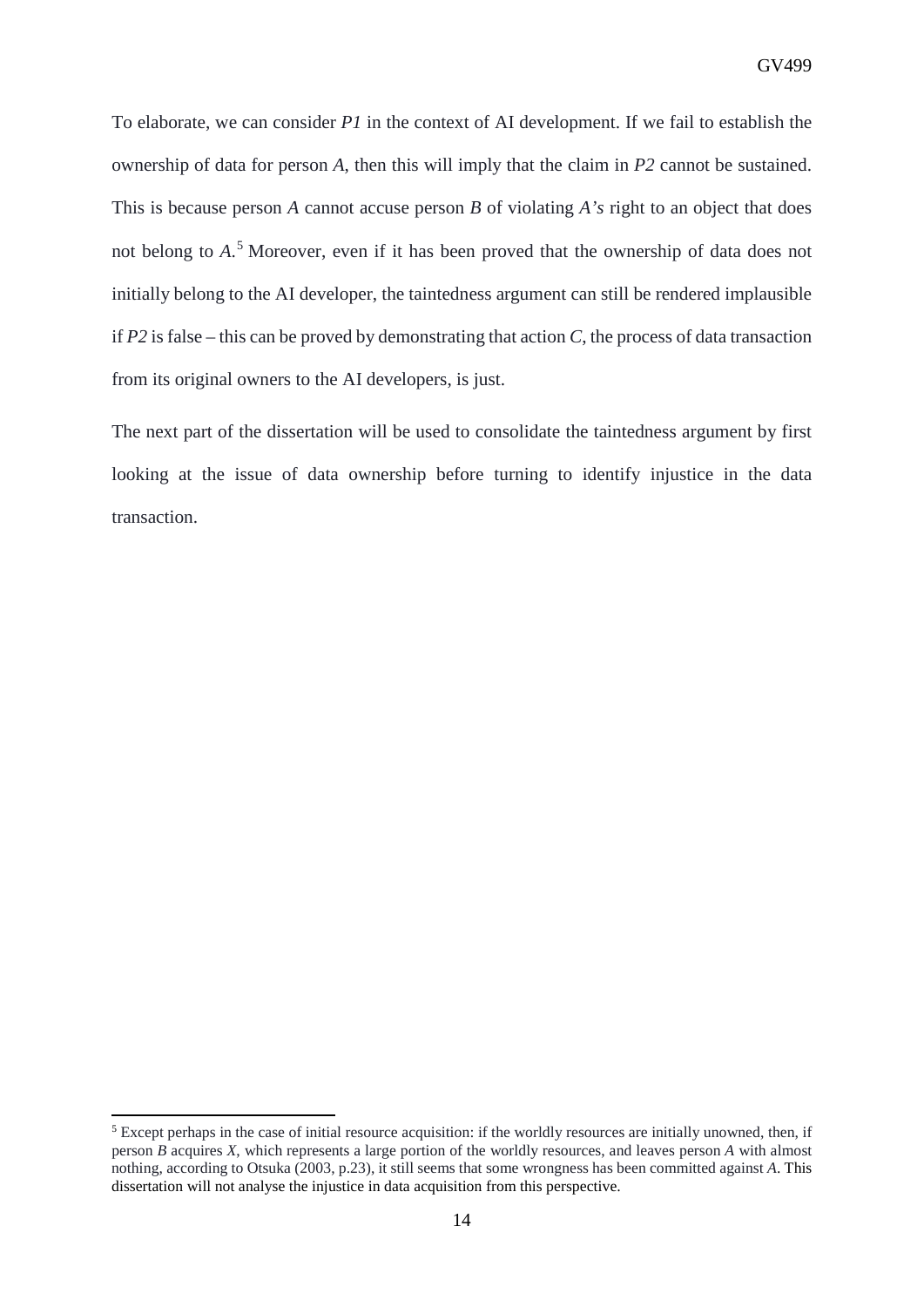To elaborate, we can consider *P1* in the context of AI development. If we fail to establish the ownership of data for person *A*, then this will imply that the claim in *P2* cannot be sustained. This is because person *A* cannot accuse person *B* of violating *A's* right to an object that does not belong to *A*.[5] Moreover, even if it has been proved that the ownership of data does not initially belong to the AI developer, the taintedness argument can still be rendered implausible if *P2* is false – this can be proved by demonstrating that action *C*, the process of data transaction from its original owners to the AI developers, is just.

The next part of the dissertation will be used to consolidate the taintedness argument by first looking at the issue of data ownership before turning to identify injustice in the data transaction.

---

[5] Except perhaps in the case of initial resource acquisition: if the worldly resources are initially unowned, then, if person *B* acquires *X*, which represents a large portion of the worldly resources, and leaves person *A* with almost nothing, according to Otsuka (2003, p.23), it still seems that some wrongness has been committed against *A*. This dissertation will not analyse the injustice in data acquisition from this perspective.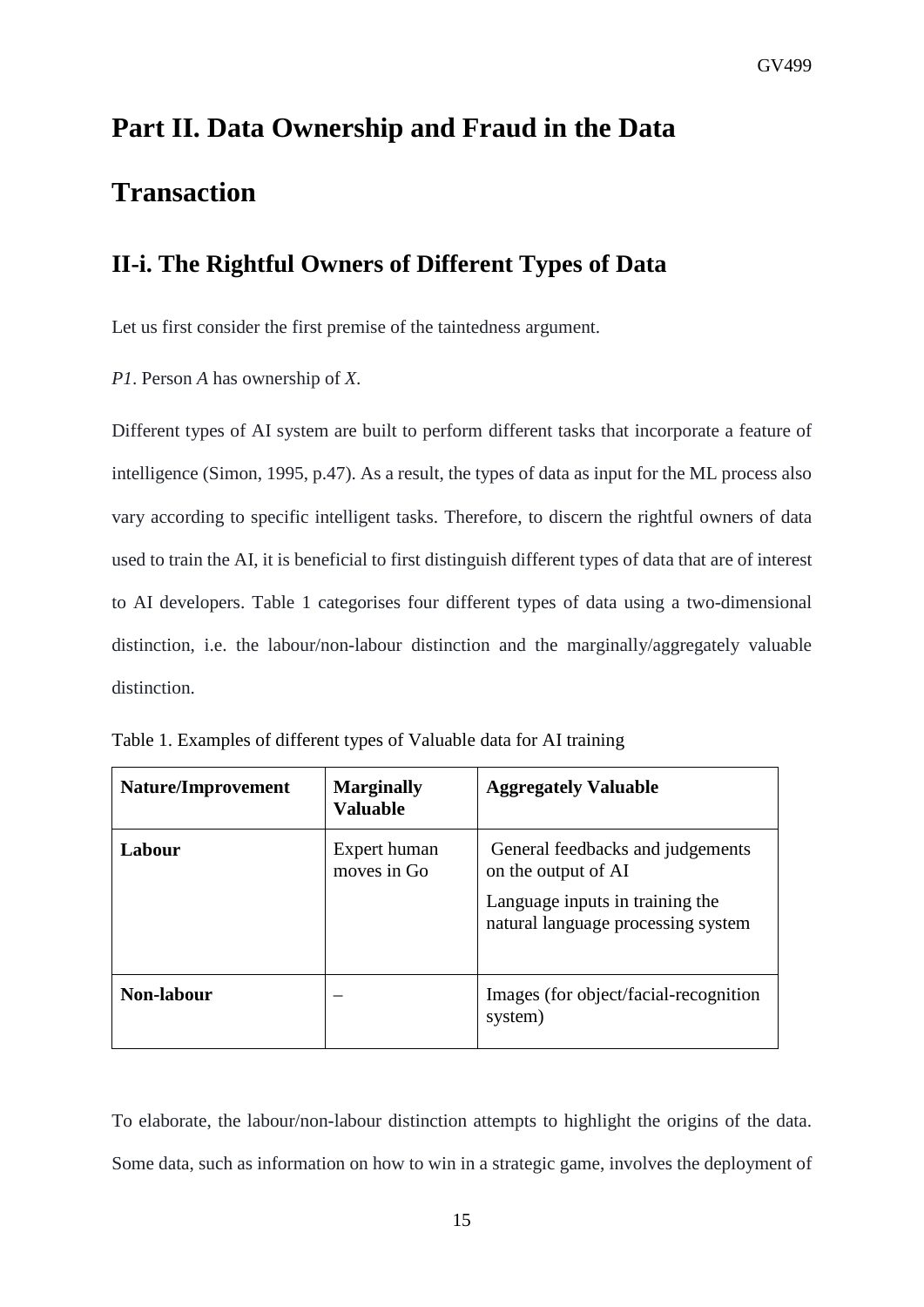# Part II. Data Ownership and Fraud in the Data Transaction

## II-i. The Rightful Owners of Different Types of Data

Let us first consider the first premise of the taintedness argument.

*P1*. Person *A* has ownership of *X*.

Different types of AI system are built to perform different tasks that incorporate a feature of intelligence (Simon, 1995, p.47). As a result, the types of data as input for the ML process also vary according to specific intelligent tasks. Therefore, to discern the rightful owners of data used to train the AI, it is beneficial to first distinguish different types of data that are of interest to AI developers. Table 1 categorises four different types of data using a two-dimensional distinction, i.e. the labour/non-labour distinction and the marginally/aggregately valuable distinction.

Table 1. Examples of different types of Valuable data for AI training

| Nature/Improvement | Marginally Valuable | Aggregately Valuable |
|---|---|---|
| **Labour** | Expert human moves in Go | General feedbacks and judgements on the output of AI<br>Language inputs in training the natural language processing system |
| **Non-labour** | – | Images (for object/facial-recognition system) |

To elaborate, the labour/non-labour distinction attempts to highlight the origins of the data. Some data, such as information on how to win in a strategic game, involves the deployment of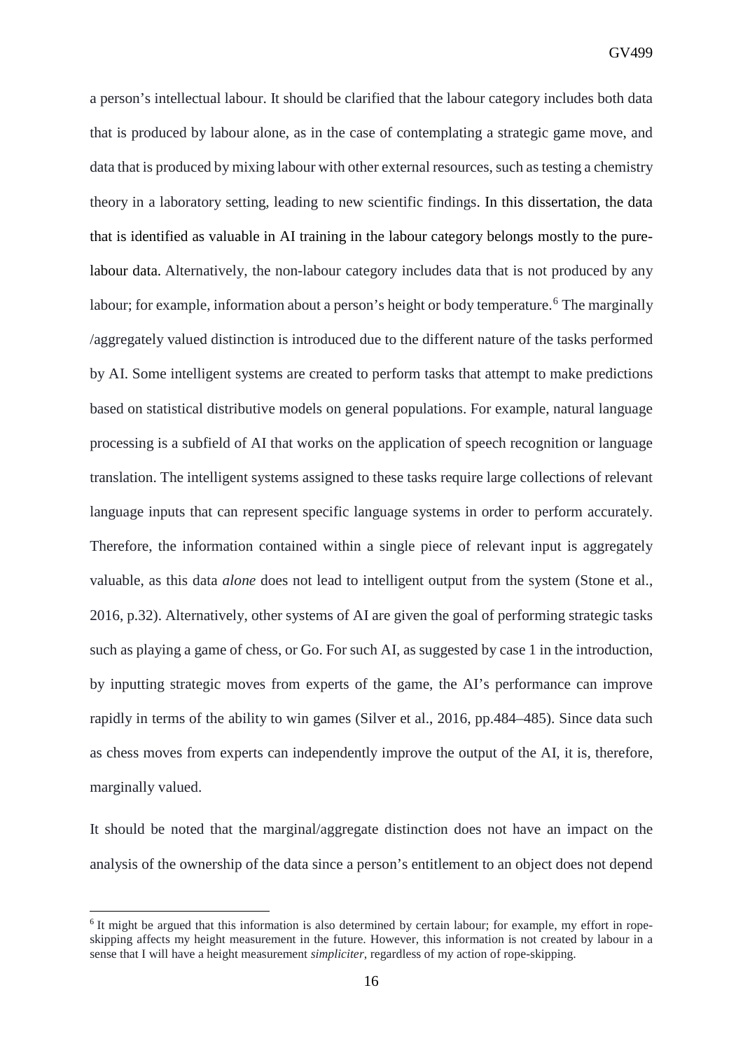a person's intellectual labour. It should be clarified that the labour category includes both data that is produced by labour alone, as in the case of contemplating a strategic game move, and data that is produced by mixing labour with other external resources, such as testing a chemistry theory in a laboratory setting, leading to new scientific findings. In this dissertation, the data that is identified as valuable in AI training in the labour category belongs mostly to the pure-labour data. Alternatively, the non-labour category includes data that is not produced by any labour; for example, information about a person's height or body temperature.[6] The marginally /aggregately valued distinction is introduced due to the different nature of the tasks performed by AI. Some intelligent systems are created to perform tasks that attempt to make predictions based on statistical distributive models on general populations. For example, natural language processing is a subfield of AI that works on the application of speech recognition or language translation. The intelligent systems assigned to these tasks require large collections of relevant language inputs that can represent specific language systems in order to perform accurately. Therefore, the information contained within a single piece of relevant input is aggregately valuable, as this data *alone* does not lead to intelligent output from the system (Stone et al., 2016, p.32). Alternatively, other systems of AI are given the goal of performing strategic tasks such as playing a game of chess, or Go. For such AI, as suggested by case 1 in the introduction, by inputting strategic moves from experts of the game, the AI's performance can improve rapidly in terms of the ability to win games (Silver et al., 2016, pp.484–485). Since data such as chess moves from experts can independently improve the output of the AI, it is, therefore, marginally valued.

It should be noted that the marginal/aggregate distinction does not have an impact on the analysis of the ownership of the data since a person's entitlement to an object does not depend

[6] It might be argued that this information is also determined by certain labour; for example, my effort in rope-skipping affects my height measurement in the future. However, this information is not created by labour in a sense that I will have a height measurement *simpliciter*, regardless of my action of rope-skipping.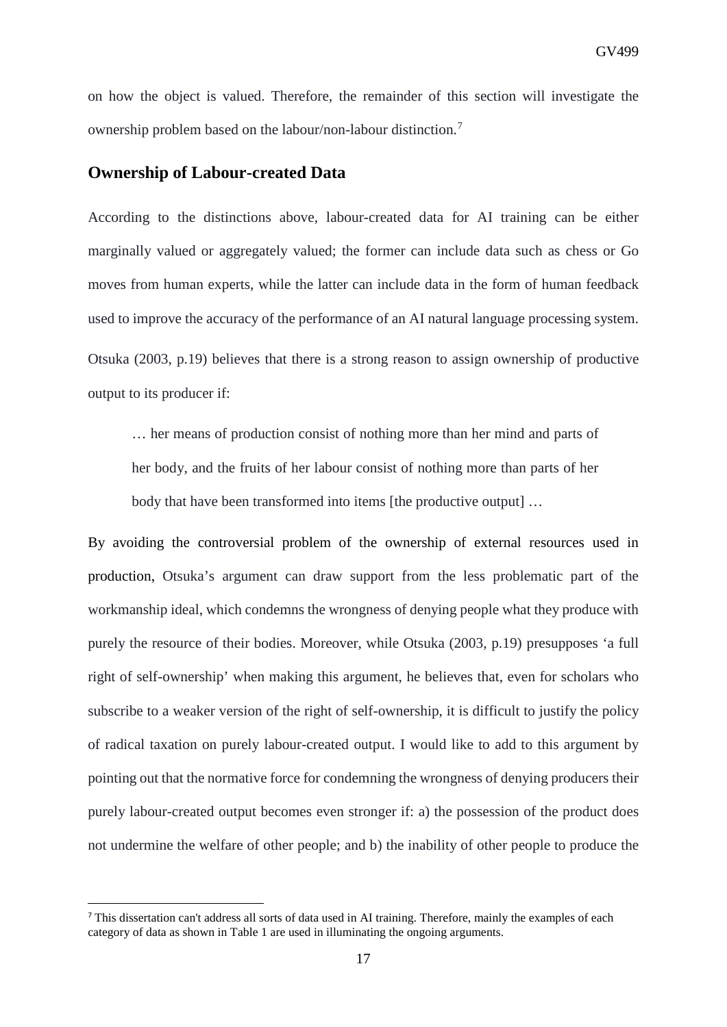on how the object is valued. Therefore, the remainder of this section will investigate the ownership problem based on the labour/non-labour distinction.[7]

## Ownership of Labour-created Data

According to the distinctions above, labour-created data for AI training can be either marginally valued or aggregately valued; the former can include data such as chess or Go moves from human experts, while the latter can include data in the form of human feedback used to improve the accuracy of the performance of an AI natural language processing system. Otsuka (2003, p.19) believes that there is a strong reason to assign ownership of productive output to its producer if:

> … her means of production consist of nothing more than her mind and parts of her body, and the fruits of her labour consist of nothing more than parts of her body that have been transformed into items [the productive output] …

By avoiding the controversial problem of the ownership of external resources used in production, Otsuka's argument can draw support from the less problematic part of the workmanship ideal, which condemns the wrongness of denying people what they produce with purely the resource of their bodies. Moreover, while Otsuka (2003, p.19) presupposes 'a full right of self-ownership' when making this argument, he believes that, even for scholars who subscribe to a weaker version of the right of self-ownership, it is difficult to justify the policy of radical taxation on purely labour-created output. I would like to add to this argument by pointing out that the normative force for condemning the wrongness of denying producers their purely labour-created output becomes even stronger if: a) the possession of the product does not undermine the welfare of other people; and b) the inability of other people to produce the

---

[7] This dissertation can't address all sorts of data used in AI training. Therefore, mainly the examples of each category of data as shown in Table 1 are used in illuminating the ongoing arguments.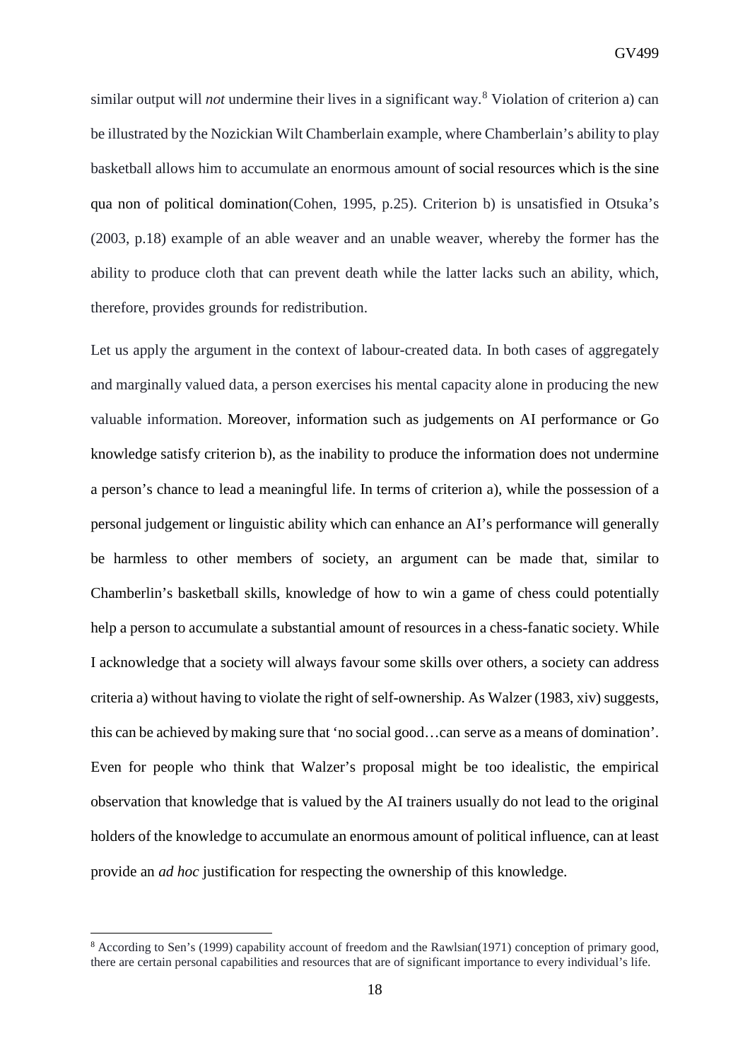similar output will *not* undermine their lives in a significant way.[8] Violation of criterion a) can be illustrated by the Nozickian Wilt Chamberlain example, where Chamberlain's ability to play basketball allows him to accumulate an enormous amount of social resources which is the sine qua non of political domination(Cohen, 1995, p.25). Criterion b) is unsatisfied in Otsuka's (2003, p.18) example of an able weaver and an unable weaver, whereby the former has the ability to produce cloth that can prevent death while the latter lacks such an ability, which, therefore, provides grounds for redistribution.

Let us apply the argument in the context of labour-created data. In both cases of aggregately and marginally valued data, a person exercises his mental capacity alone in producing the new valuable information. Moreover, information such as judgements on AI performance or Go knowledge satisfy criterion b), as the inability to produce the information does not undermine a person's chance to lead a meaningful life. In terms of criterion a), while the possession of a personal judgement or linguistic ability which can enhance an AI's performance will generally be harmless to other members of society, an argument can be made that, similar to Chamberlin's basketball skills, knowledge of how to win a game of chess could potentially help a person to accumulate a substantial amount of resources in a chess-fanatic society. While I acknowledge that a society will always favour some skills over others, a society can address criteria a) without having to violate the right of self-ownership. As Walzer (1983, xiv) suggests, this can be achieved by making sure that 'no social good…can serve as a means of domination'. Even for people who think that Walzer's proposal might be too idealistic, the empirical observation that knowledge that is valued by the AI trainers usually do not lead to the original holders of the knowledge to accumulate an enormous amount of political influence, can at least provide an *ad hoc* justification for respecting the ownership of this knowledge.

---

[8] According to Sen's (1999) capability account of freedom and the Rawlsian(1971) conception of primary good, there are certain personal capabilities and resources that are of significant importance to every individual's life.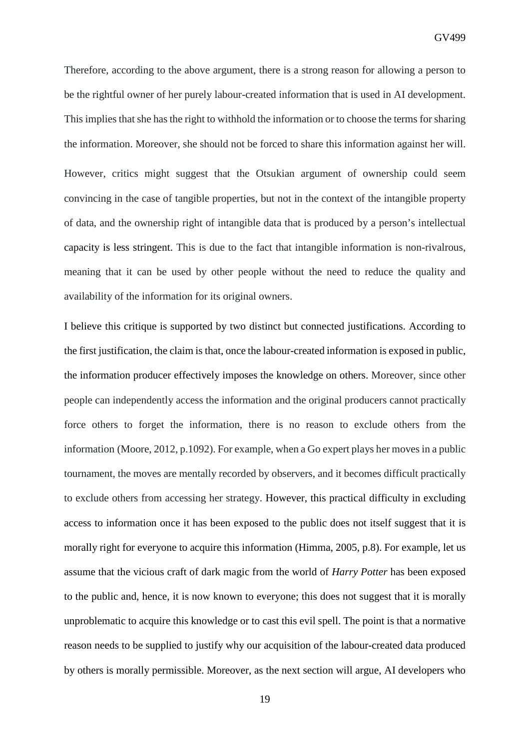Therefore, according to the above argument, there is a strong reason for allowing a person to be the rightful owner of her purely labour-created information that is used in AI development. This implies that she has the right to withhold the information or to choose the terms for sharing the information. Moreover, she should not be forced to share this information against her will.

However, critics might suggest that the Otsukian argument of ownership could seem convincing in the case of tangible properties, but not in the context of the intangible property of data, and the ownership right of intangible data that is produced by a person's intellectual capacity is less stringent. This is due to the fact that intangible information is non-rivalrous, meaning that it can be used by other people without the need to reduce the quality and availability of the information for its original owners.

I believe this critique is supported by two distinct but connected justifications. According to the first justification, the claim is that, once the labour-created information is exposed in public, the information producer effectively imposes the knowledge on others. Moreover, since other people can independently access the information and the original producers cannot practically force others to forget the information, there is no reason to exclude others from the information (Moore, 2012, p.1092). For example, when a Go expert plays her moves in a public tournament, the moves are mentally recorded by observers, and it becomes difficult practically to exclude others from accessing her strategy. However, this practical difficulty in excluding access to information once it has been exposed to the public does not itself suggest that it is morally right for everyone to acquire this information (Himma, 2005, p.8). For example, let us assume that the vicious craft of dark magic from the world of *Harry Potter* has been exposed to the public and, hence, it is now known to everyone; this does not suggest that it is morally unproblematic to acquire this knowledge or to cast this evil spell. The point is that a normative reason needs to be supplied to justify why our acquisition of the labour-created data produced by others is morally permissible. Moreover, as the next section will argue, AI developers who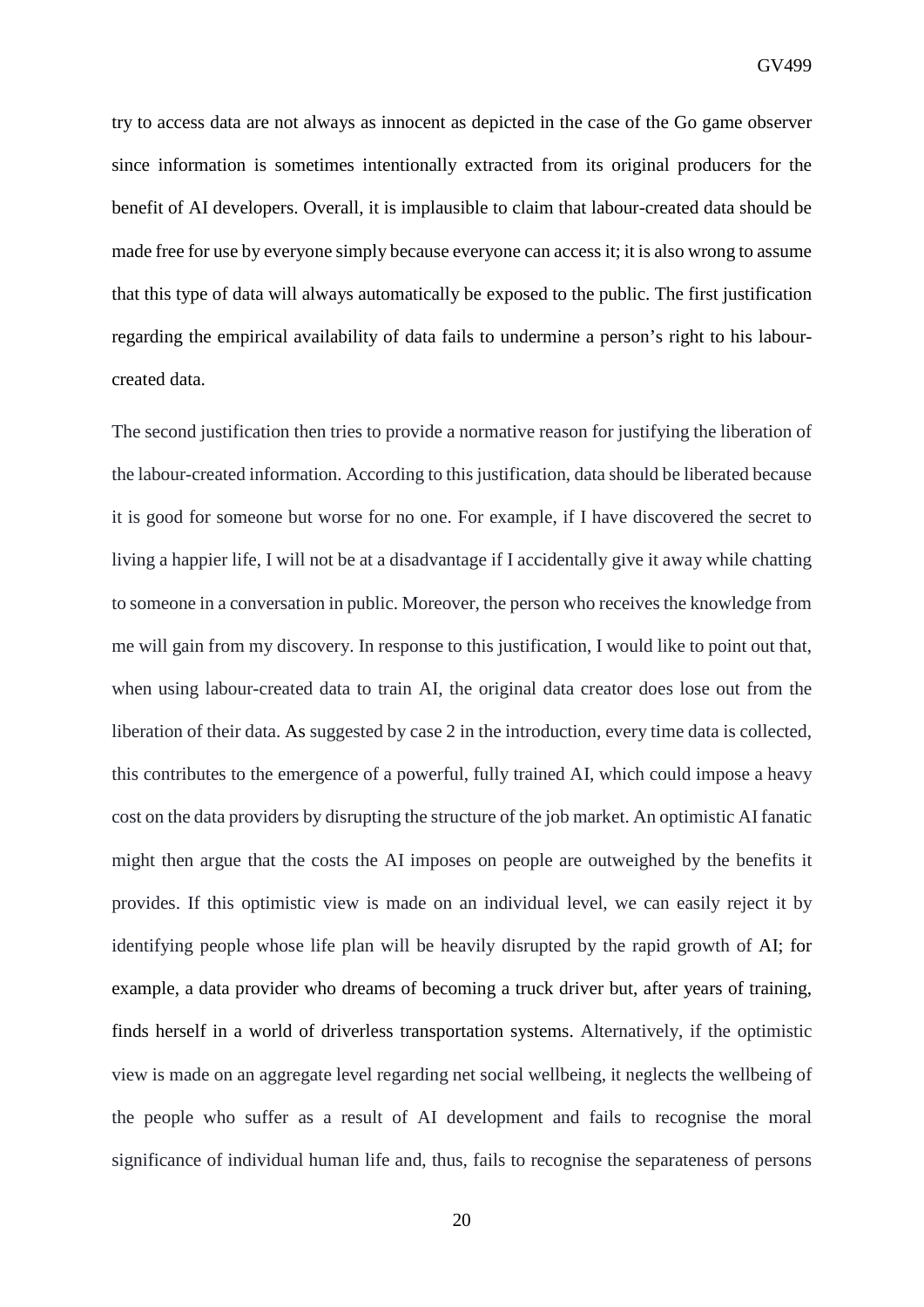try to access data are not always as innocent as depicted in the case of the Go game observer since information is sometimes intentionally extracted from its original producers for the benefit of AI developers. Overall, it is implausible to claim that labour-created data should be made free for use by everyone simply because everyone can access it; it is also wrong to assume that this type of data will always automatically be exposed to the public. The first justification regarding the empirical availability of data fails to undermine a person's right to his labour-created data.

The second justification then tries to provide a normative reason for justifying the liberation of the labour-created information. According to this justification, data should be liberated because it is good for someone but worse for no one. For example, if I have discovered the secret to living a happier life, I will not be at a disadvantage if I accidentally give it away while chatting to someone in a conversation in public. Moreover, the person who receives the knowledge from me will gain from my discovery. In response to this justification, I would like to point out that, when using labour-created data to train AI, the original data creator does lose out from the liberation of their data. As suggested by case 2 in the introduction, every time data is collected, this contributes to the emergence of a powerful, fully trained AI, which could impose a heavy cost on the data providers by disrupting the structure of the job market. An optimistic AI fanatic might then argue that the costs the AI imposes on people are outweighed by the benefits it provides. If this optimistic view is made on an individual level, we can easily reject it by identifying people whose life plan will be heavily disrupted by the rapid growth of AI; for example, a data provider who dreams of becoming a truck driver but, after years of training, finds herself in a world of driverless transportation systems. Alternatively, if the optimistic view is made on an aggregate level regarding net social wellbeing, it neglects the wellbeing of the people who suffer as a result of AI development and fails to recognise the moral significance of individual human life and, thus, fails to recognise the separateness of persons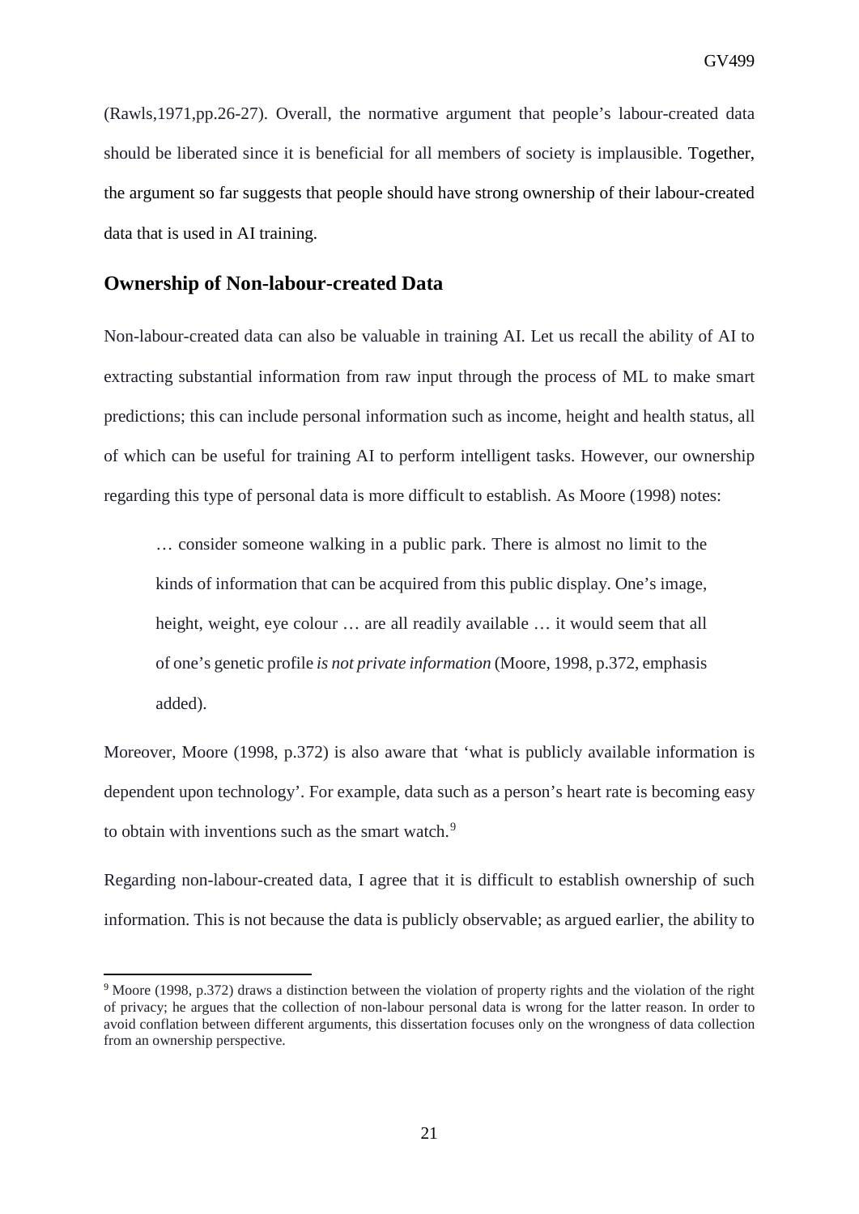(Rawls,1971,pp.26-27). Overall, the normative argument that people's labour-created data should be liberated since it is beneficial for all members of society is implausible. Together, the argument so far suggests that people should have strong ownership of their labour-created data that is used in AI training.

## Ownership of Non-labour-created Data

Non-labour-created data can also be valuable in training AI. Let us recall the ability of AI to extracting substantial information from raw input through the process of ML to make smart predictions; this can include personal information such as income, height and health status, all of which can be useful for training AI to perform intelligent tasks. However, our ownership regarding this type of personal data is more difficult to establish. As Moore (1998) notes:

> … consider someone walking in a public park. There is almost no limit to the kinds of information that can be acquired from this public display. One's image, height, weight, eye colour … are all readily available … it would seem that all of one's genetic profile *is not private information* (Moore, 1998, p.372, emphasis added).

Moreover, Moore (1998, p.372) is also aware that 'what is publicly available information is dependent upon technology'. For example, data such as a person's heart rate is becoming easy to obtain with inventions such as the smart watch.[9]

Regarding non-labour-created data, I agree that it is difficult to establish ownership of such information. This is not because the data is publicly observable; as argued earlier, the ability to

[9] Moore (1998, p.372) draws a distinction between the violation of property rights and the violation of the right of privacy; he argues that the collection of non-labour personal data is wrong for the latter reason. In order to avoid conflation between different arguments, this dissertation focuses only on the wrongness of data collection from an ownership perspective.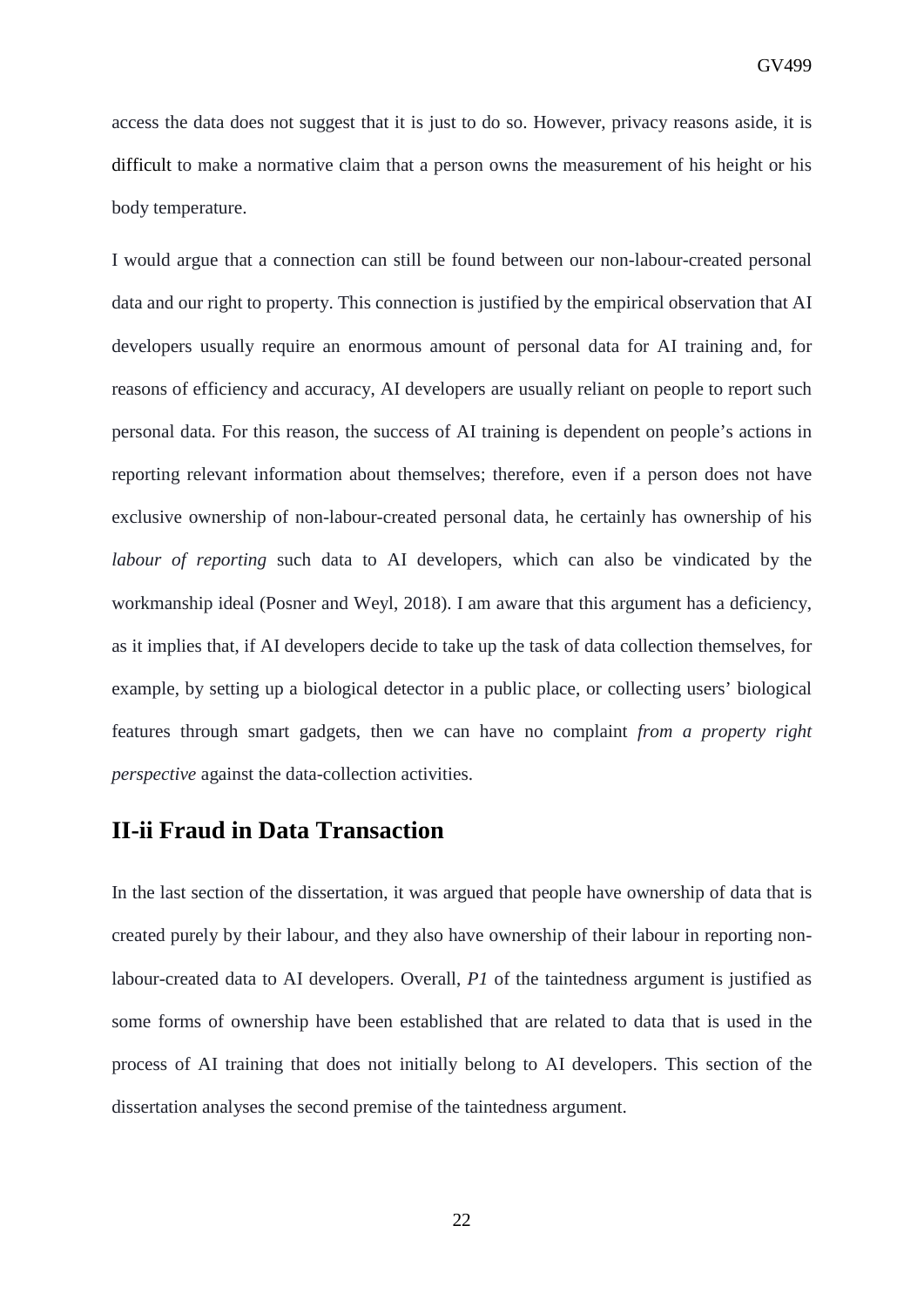access the data does not suggest that it is just to do so. However, privacy reasons aside, it is difficult to make a normative claim that a person owns the measurement of his height or his body temperature.

I would argue that a connection can still be found between our non-labour-created personal data and our right to property. This connection is justified by the empirical observation that AI developers usually require an enormous amount of personal data for AI training and, for reasons of efficiency and accuracy, AI developers are usually reliant on people to report such personal data. For this reason, the success of AI training is dependent on people's actions in reporting relevant information about themselves; therefore, even if a person does not have exclusive ownership of non-labour-created personal data, he certainly has ownership of his *labour of reporting* such data to AI developers, which can also be vindicated by the workmanship ideal (Posner and Weyl, 2018). I am aware that this argument has a deficiency, as it implies that, if AI developers decide to take up the task of data collection themselves, for example, by setting up a biological detector in a public place, or collecting users' biological features through smart gadgets, then we can have no complaint *from a property right perspective* against the data-collection activities.

## II-ii Fraud in Data Transaction

In the last section of the dissertation, it was argued that people have ownership of data that is created purely by their labour, and they also have ownership of their labour in reporting non-labour-created data to AI developers. Overall, *P1* of the taintedness argument is justified as some forms of ownership have been established that are related to data that is used in the process of AI training that does not initially belong to AI developers. This section of the dissertation analyses the second premise of the taintedness argument.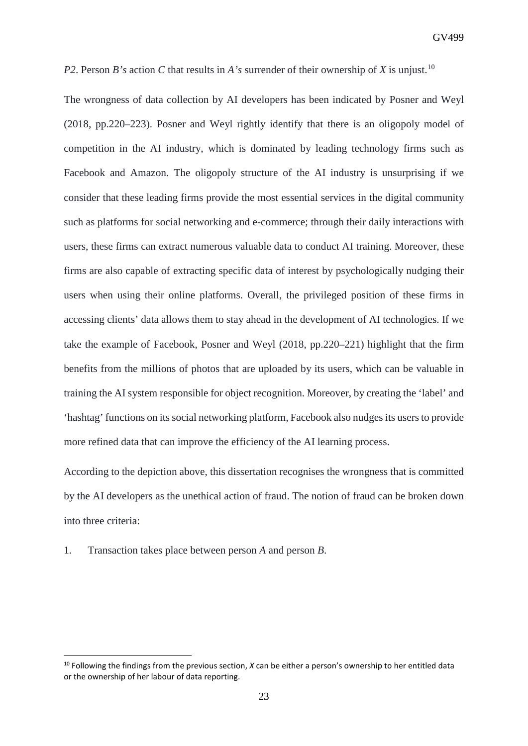*P2*. Person *B's* action *C* that results in *A's* surrender of their ownership of *X* is unjust.[10]

The wrongness of data collection by AI developers has been indicated by Posner and Weyl (2018, pp.220–223). Posner and Weyl rightly identify that there is an oligopoly model of competition in the AI industry, which is dominated by leading technology firms such as Facebook and Amazon. The oligopoly structure of the AI industry is unsurprising if we consider that these leading firms provide the most essential services in the digital community such as platforms for social networking and e-commerce; through their daily interactions with users, these firms can extract numerous valuable data to conduct AI training. Moreover, these firms are also capable of extracting specific data of interest by psychologically nudging their users when using their online platforms. Overall, the privileged position of these firms in accessing clients' data allows them to stay ahead in the development of AI technologies. If we take the example of Facebook, Posner and Weyl (2018, pp.220–221) highlight that the firm benefits from the millions of photos that are uploaded by its users, which can be valuable in training the AI system responsible for object recognition. Moreover, by creating the 'label' and 'hashtag' functions on its social networking platform, Facebook also nudges its users to provide more refined data that can improve the efficiency of the AI learning process.

According to the depiction above, this dissertation recognises the wrongness that is committed by the AI developers as the unethical action of fraud. The notion of fraud can be broken down into three criteria:

1. Transaction takes place between person *A* and person *B*.

[10] Following the findings from the previous section, *X* can be either a person's ownership to her entitled data or the ownership of her labour of data reporting.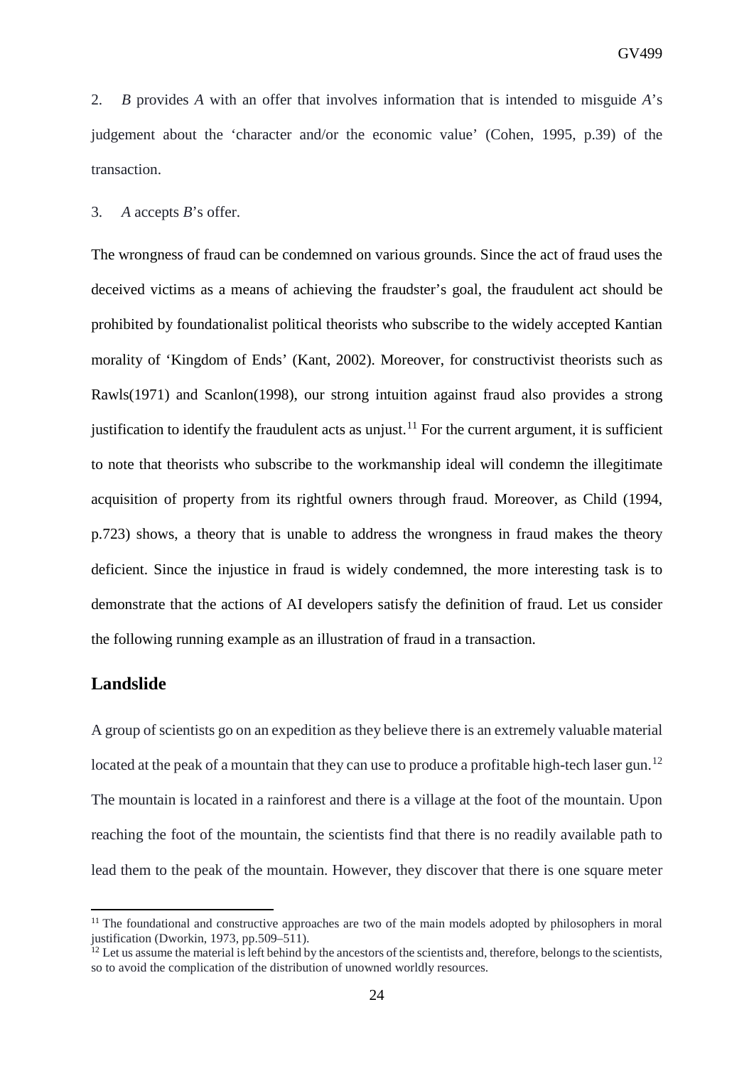2. *B* provides *A* with an offer that involves information that is intended to misguide *A*'s judgement about the 'character and/or the economic value' (Cohen, 1995, p.39) of the transaction.

3. *A* accepts *B*'s offer.

The wrongness of fraud can be condemned on various grounds. Since the act of fraud uses the deceived victims as a means of achieving the fraudster's goal, the fraudulent act should be prohibited by foundationalist political theorists who subscribe to the widely accepted Kantian morality of 'Kingdom of Ends' (Kant, 2002). Moreover, for constructivist theorists such as Rawls(1971) and Scanlon(1998), our strong intuition against fraud also provides a strong justification to identify the fraudulent acts as unjust.[11] For the current argument, it is sufficient to note that theorists who subscribe to the workmanship ideal will condemn the illegitimate acquisition of property from its rightful owners through fraud. Moreover, as Child (1994, p.723) shows, a theory that is unable to address the wrongness in fraud makes the theory deficient. Since the injustice in fraud is widely condemned, the more interesting task is to demonstrate that the actions of AI developers satisfy the definition of fraud. Let us consider the following running example as an illustration of fraud in a transaction.

## Landslide

A group of scientists go on an expedition as they believe there is an extremely valuable material located at the peak of a mountain that they can use to produce a profitable high-tech laser gun.[12] The mountain is located in a rainforest and there is a village at the foot of the mountain. Upon reaching the foot of the mountain, the scientists find that there is no readily available path to lead them to the peak of the mountain. However, they discover that there is one square meter

[11] The foundational and constructive approaches are two of the main models adopted by philosophers in moral justification (Dworkin, 1973, pp.509–511).

[12] Let us assume the material is left behind by the ancestors of the scientists and, therefore, belongs to the scientists, so to avoid the complication of the distribution of unowned worldly resources.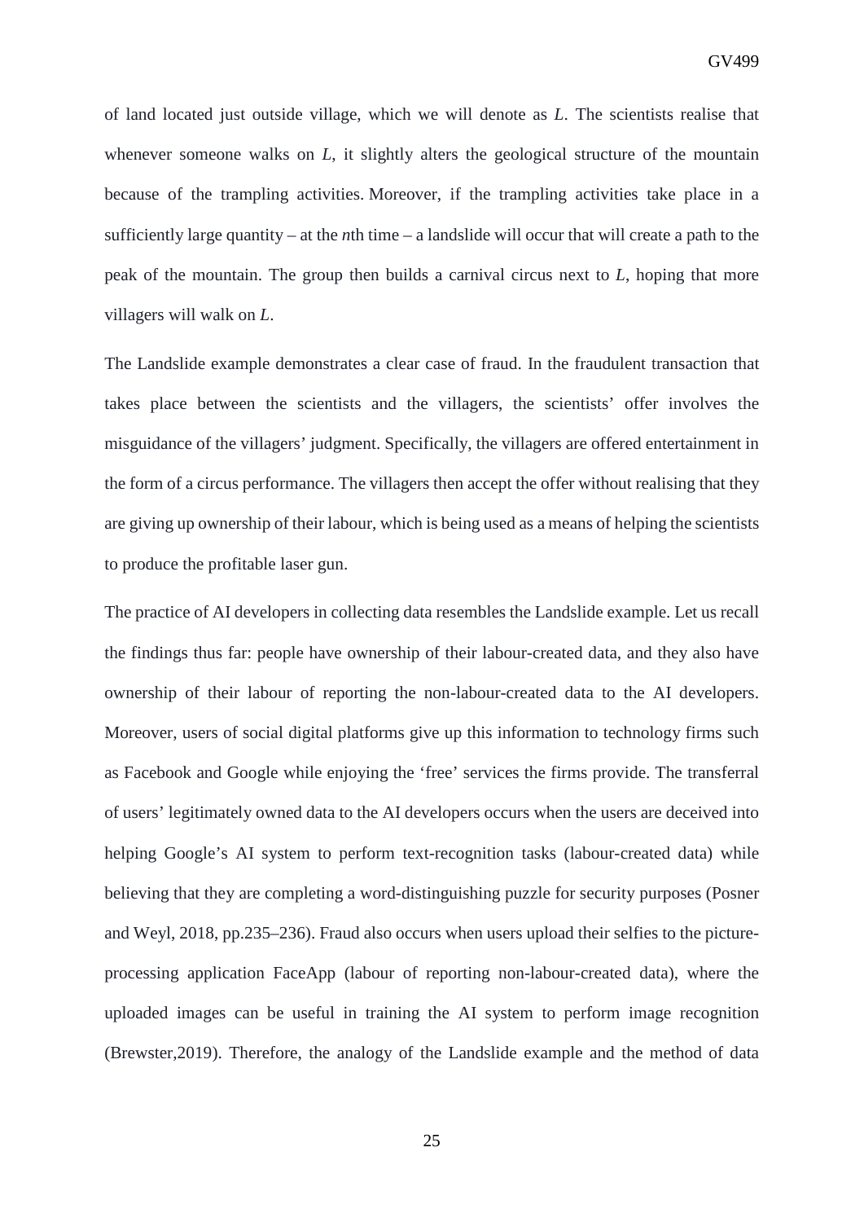of land located just outside village, which we will denote as *L*. The scientists realise that whenever someone walks on *L*, it slightly alters the geological structure of the mountain because of the trampling activities. Moreover, if the trampling activities take place in a sufficiently large quantity – at the *n*th time – a landslide will occur that will create a path to the peak of the mountain. The group then builds a carnival circus next to *L*, hoping that more villagers will walk on *L*.

The Landslide example demonstrates a clear case of fraud. In the fraudulent transaction that takes place between the scientists and the villagers, the scientists' offer involves the misguidance of the villagers' judgment. Specifically, the villagers are offered entertainment in the form of a circus performance. The villagers then accept the offer without realising that they are giving up ownership of their labour, which is being used as a means of helping the scientists to produce the profitable laser gun.

The practice of AI developers in collecting data resembles the Landslide example. Let us recall the findings thus far: people have ownership of their labour-created data, and they also have ownership of their labour of reporting the non-labour-created data to the AI developers. Moreover, users of social digital platforms give up this information to technology firms such as Facebook and Google while enjoying the 'free' services the firms provide. The transferral of users' legitimately owned data to the AI developers occurs when the users are deceived into helping Google's AI system to perform text-recognition tasks (labour-created data) while believing that they are completing a word-distinguishing puzzle for security purposes (Posner and Weyl, 2018, pp.235–236). Fraud also occurs when users upload their selfies to the picture-processing application FaceApp (labour of reporting non-labour-created data), where the uploaded images can be useful in training the AI system to perform image recognition (Brewster,2019). Therefore, the analogy of the Landslide example and the method of data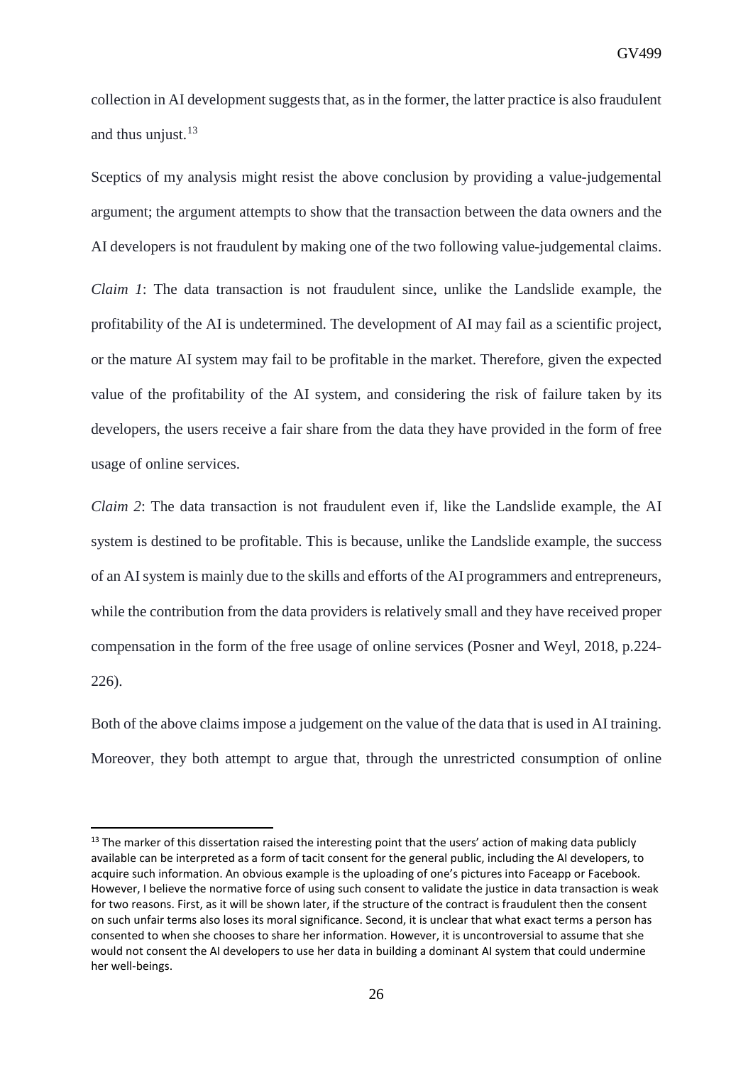collection in AI development suggests that, as in the former, the latter practice is also fraudulent and thus unjust.[13]

Sceptics of my analysis might resist the above conclusion by providing a value-judgemental argument; the argument attempts to show that the transaction between the data owners and the AI developers is not fraudulent by making one of the two following value-judgemental claims.

*Claim 1*: The data transaction is not fraudulent since, unlike the Landslide example, the profitability of the AI is undetermined. The development of AI may fail as a scientific project, or the mature AI system may fail to be profitable in the market. Therefore, given the expected value of the profitability of the AI system, and considering the risk of failure taken by its developers, the users receive a fair share from the data they have provided in the form of free usage of online services.

*Claim 2*: The data transaction is not fraudulent even if, like the Landslide example, the AI system is destined to be profitable. This is because, unlike the Landslide example, the success of an AI system is mainly due to the skills and efforts of the AI programmers and entrepreneurs, while the contribution from the data providers is relatively small and they have received proper compensation in the form of the free usage of online services (Posner and Weyl, 2018, p.224-226).

Both of the above claims impose a judgement on the value of the data that is used in AI training. Moreover, they both attempt to argue that, through the unrestricted consumption of online

[13] The marker of this dissertation raised the interesting point that the users' action of making data publicly available can be interpreted as a form of tacit consent for the general public, including the AI developers, to acquire such information. An obvious example is the uploading of one's pictures into Faceapp or Facebook. However, I believe the normative force of using such consent to validate the justice in data transaction is weak for two reasons. First, as it will be shown later, if the structure of the contract is fraudulent then the consent on such unfair terms also loses its moral significance. Second, it is unclear that what exact terms a person has consented to when she chooses to share her information. However, it is uncontroversial to assume that she would not consent the AI developers to use her data in building a dominant AI system that could undermine her well-beings.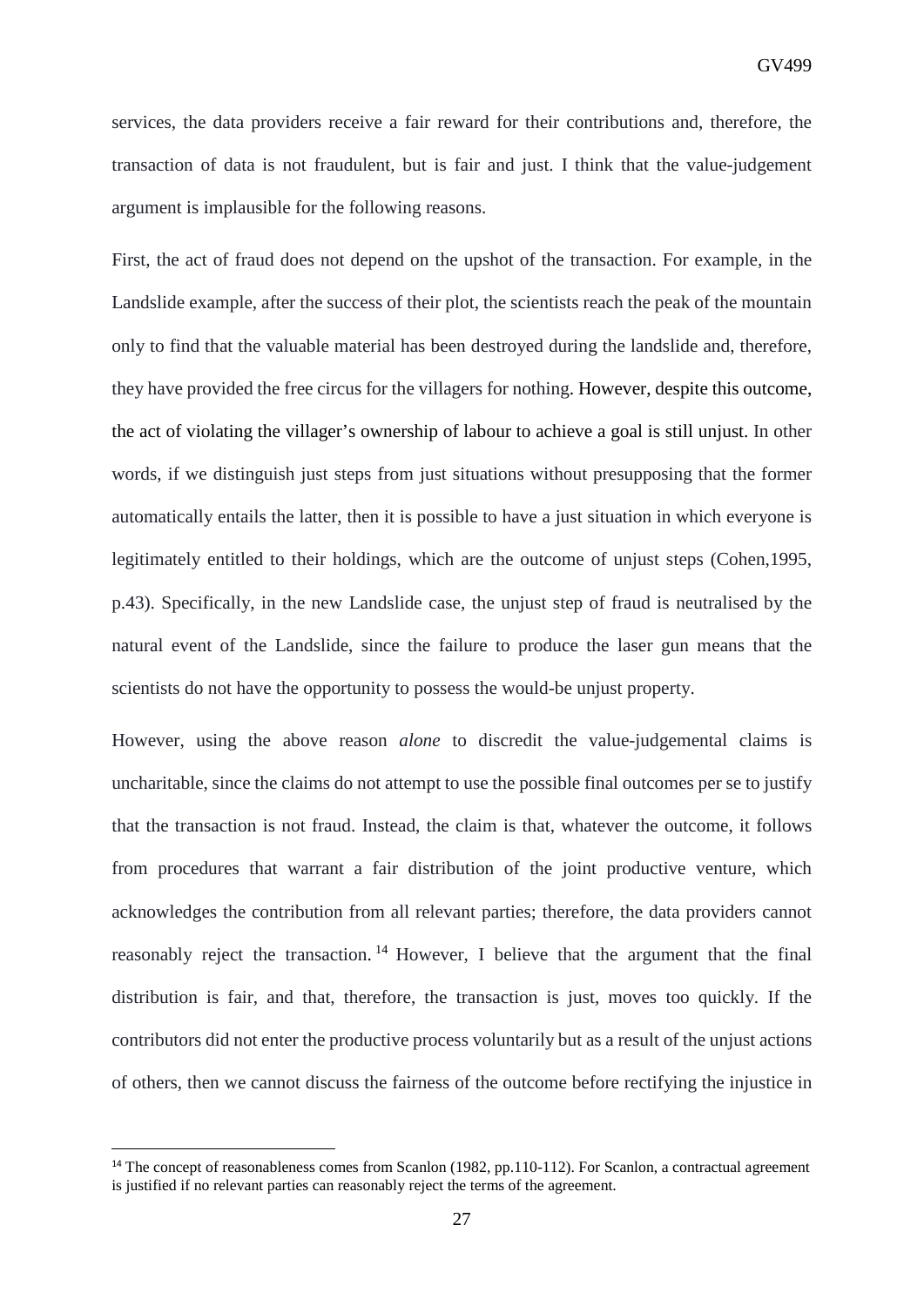services, the data providers receive a fair reward for their contributions and, therefore, the transaction of data is not fraudulent, but is fair and just. I think that the value-judgement argument is implausible for the following reasons.

First, the act of fraud does not depend on the upshot of the transaction. For example, in the Landslide example, after the success of their plot, the scientists reach the peak of the mountain only to find that the valuable material has been destroyed during the landslide and, therefore, they have provided the free circus for the villagers for nothing. However, despite this outcome, the act of violating the villager's ownership of labour to achieve a goal is still unjust. In other words, if we distinguish just steps from just situations without presupposing that the former automatically entails the latter, then it is possible to have a just situation in which everyone is legitimately entitled to their holdings, which are the outcome of unjust steps (Cohen,1995, p.43). Specifically, in the new Landslide case, the unjust step of fraud is neutralised by the natural event of the Landslide, since the failure to produce the laser gun means that the scientists do not have the opportunity to possess the would-be unjust property.

However, using the above reason *alone* to discredit the value-judgemental claims is uncharitable, since the claims do not attempt to use the possible final outcomes per se to justify that the transaction is not fraud. Instead, the claim is that, whatever the outcome, it follows from procedures that warrant a fair distribution of the joint productive venture, which acknowledges the contribution from all relevant parties; therefore, the data providers cannot reasonably reject the transaction.[14] However, I believe that the argument that the final distribution is fair, and that, therefore, the transaction is just, moves too quickly. If the contributors did not enter the productive process voluntarily but as a result of the unjust actions of others, then we cannot discuss the fairness of the outcome before rectifying the injustice in

[14] The concept of reasonableness comes from Scanlon (1982, pp.110-112). For Scanlon, a contractual agreement is justified if no relevant parties can reasonably reject the terms of the agreement.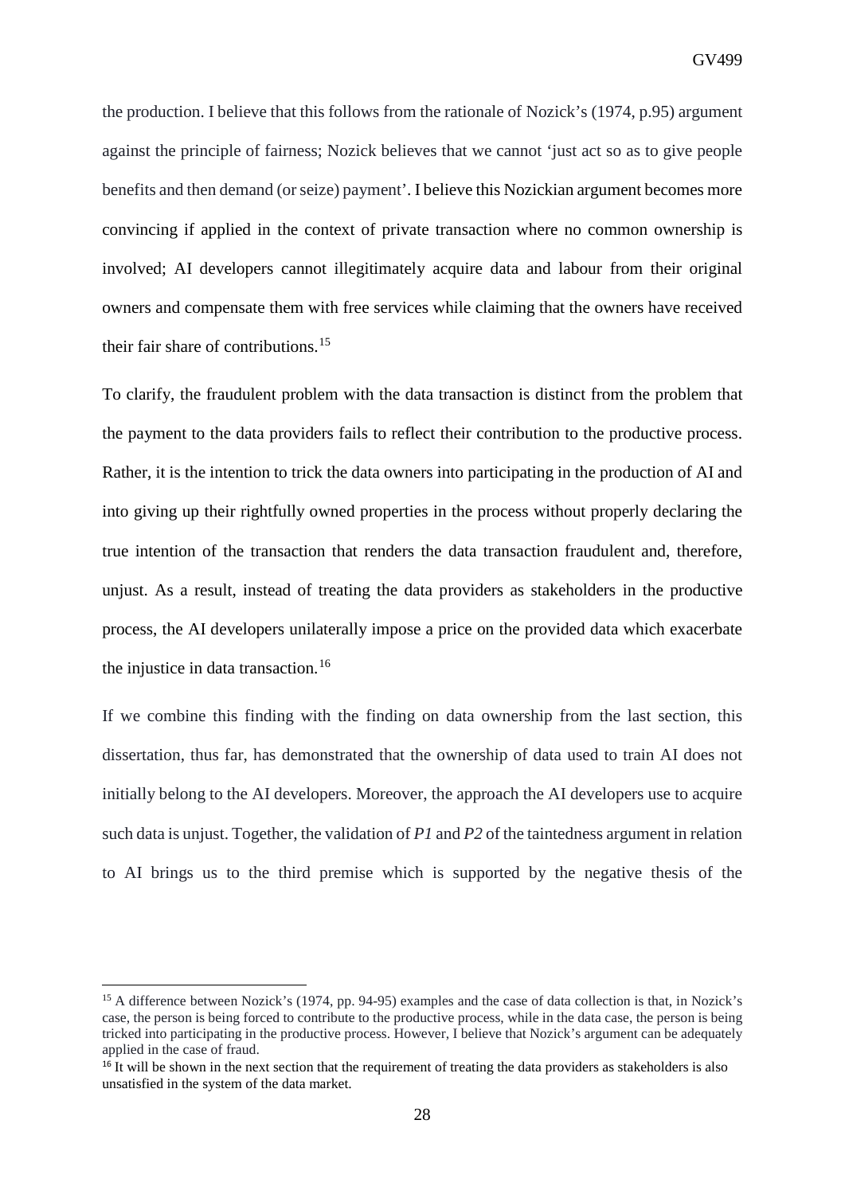the production. I believe that this follows from the rationale of Nozick's (1974, p.95) argument against the principle of fairness; Nozick believes that we cannot 'just act so as to give people benefits and then demand (or seize) payment'. I believe this Nozickian argument becomes more convincing if applied in the context of private transaction where no common ownership is involved; AI developers cannot illegitimately acquire data and labour from their original owners and compensate them with free services while claiming that the owners have received their fair share of contributions.[15]

To clarify, the fraudulent problem with the data transaction is distinct from the problem that the payment to the data providers fails to reflect their contribution to the productive process. Rather, it is the intention to trick the data owners into participating in the production of AI and into giving up their rightfully owned properties in the process without properly declaring the true intention of the transaction that renders the data transaction fraudulent and, therefore, unjust. As a result, instead of treating the data providers as stakeholders in the productive process, the AI developers unilaterally impose a price on the provided data which exacerbate the injustice in data transaction.[16]

If we combine this finding with the finding on data ownership from the last section, this dissertation, thus far, has demonstrated that the ownership of data used to train AI does not initially belong to the AI developers. Moreover, the approach the AI developers use to acquire such data is unjust. Together, the validation of *P1* and *P2* of the taintedness argument in relation to AI brings us to the third premise which is supported by the negative thesis of the

---

[15] A difference between Nozick's (1974, pp. 94-95) examples and the case of data collection is that, in Nozick's case, the person is being forced to contribute to the productive process, while in the data case, the person is being tricked into participating in the productive process. However, I believe that Nozick's argument can be adequately applied in the case of fraud.

[16] It will be shown in the next section that the requirement of treating the data providers as stakeholders is also unsatisfied in the system of the data market.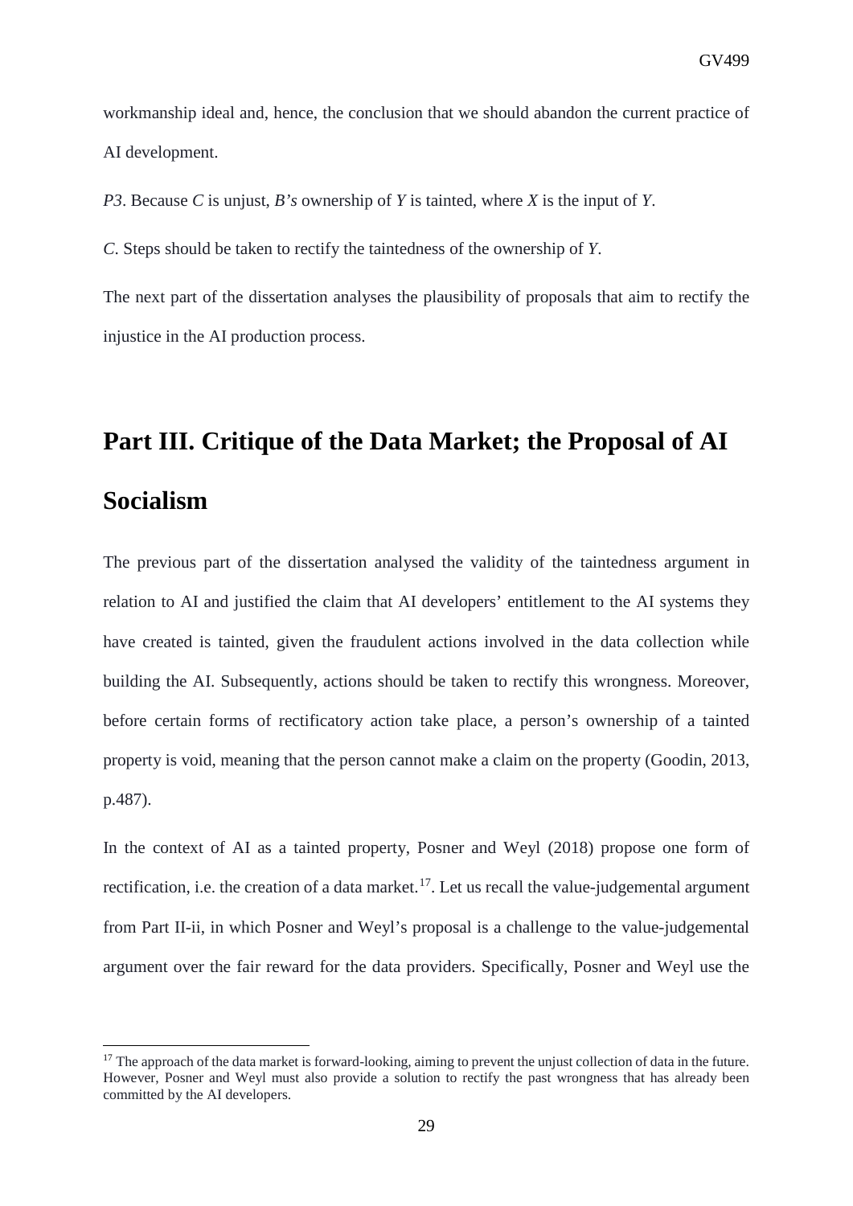workmanship ideal and, hence, the conclusion that we should abandon the current practice of AI development.

*P3*. Because *C* is unjust, *B's* ownership of *Y* is tainted, where *X* is the input of *Y*.

*C*. Steps should be taken to rectify the taintedness of the ownership of *Y*.

The next part of the dissertation analyses the plausibility of proposals that aim to rectify the injustice in the AI production process.

# Part III. Critique of the Data Market; the Proposal of AI Socialism

The previous part of the dissertation analysed the validity of the taintedness argument in relation to AI and justified the claim that AI developers' entitlement to the AI systems they have created is tainted, given the fraudulent actions involved in the data collection while building the AI. Subsequently, actions should be taken to rectify this wrongness. Moreover, before certain forms of rectificatory action take place, a person's ownership of a tainted property is void, meaning that the person cannot make a claim on the property (Goodin, 2013, p.487).

In the context of AI as a tainted property, Posner and Weyl (2018) propose one form of rectification, i.e. the creation of a data market.[17]. Let us recall the value-judgemental argument from Part II-ii, in which Posner and Weyl's proposal is a challenge to the value-judgemental argument over the fair reward for the data providers. Specifically, Posner and Weyl use the

[17] The approach of the data market is forward-looking, aiming to prevent the unjust collection of data in the future. However, Posner and Weyl must also provide a solution to rectify the past wrongness that has already been committed by the AI developers.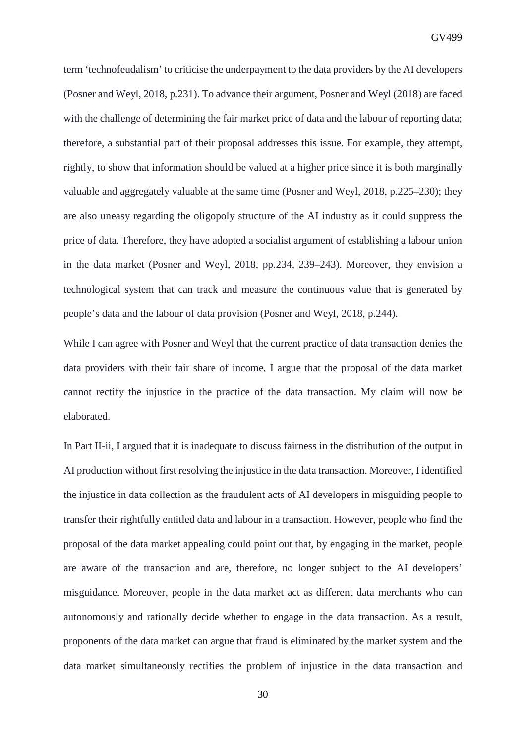term ‘technofeudalism’ to criticise the underpayment to the data providers by the AI developers (Posner and Weyl, 2018, p.231). To advance their argument, Posner and Weyl (2018) are faced with the challenge of determining the fair market price of data and the labour of reporting data; therefore, a substantial part of their proposal addresses this issue. For example, they attempt, rightly, to show that information should be valued at a higher price since it is both marginally valuable and aggregately valuable at the same time (Posner and Weyl, 2018, p.225–230); they are also uneasy regarding the oligopoly structure of the AI industry as it could suppress the price of data. Therefore, they have adopted a socialist argument of establishing a labour union in the data market (Posner and Weyl, 2018, pp.234, 239–243). Moreover, they envision a technological system that can track and measure the continuous value that is generated by people’s data and the labour of data provision (Posner and Weyl, 2018, p.244).

While I can agree with Posner and Weyl that the current practice of data transaction denies the data providers with their fair share of income, I argue that the proposal of the data market cannot rectify the injustice in the practice of the data transaction. My claim will now be elaborated.

In Part II-ii, I argued that it is inadequate to discuss fairness in the distribution of the output in AI production without first resolving the injustice in the data transaction. Moreover, I identified the injustice in data collection as the fraudulent acts of AI developers in misguiding people to transfer their rightfully entitled data and labour in a transaction. However, people who find the proposal of the data market appealing could point out that, by engaging in the market, people are aware of the transaction and are, therefore, no longer subject to the AI developers’ misguidance. Moreover, people in the data market act as different data merchants who can autonomously and rationally decide whether to engage in the data transaction. As a result, proponents of the data market can argue that fraud is eliminated by the market system and the data market simultaneously rectifies the problem of injustice in the data transaction and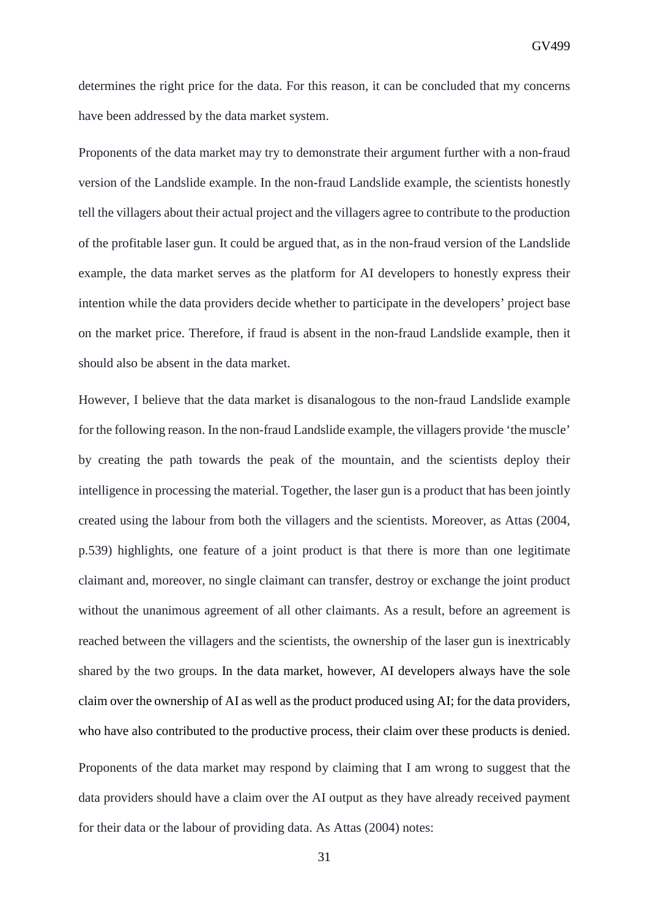determines the right price for the data. For this reason, it can be concluded that my concerns have been addressed by the data market system.

Proponents of the data market may try to demonstrate their argument further with a non-fraud version of the Landslide example. In the non-fraud Landslide example, the scientists honestly tell the villagers about their actual project and the villagers agree to contribute to the production of the profitable laser gun. It could be argued that, as in the non-fraud version of the Landslide example, the data market serves as the platform for AI developers to honestly express their intention while the data providers decide whether to participate in the developers' project base on the market price. Therefore, if fraud is absent in the non-fraud Landslide example, then it should also be absent in the data market.

However, I believe that the data market is disanalogous to the non-fraud Landslide example for the following reason. In the non-fraud Landslide example, the villagers provide 'the muscle' by creating the path towards the peak of the mountain, and the scientists deploy their intelligence in processing the material. Together, the laser gun is a product that has been jointly created using the labour from both the villagers and the scientists. Moreover, as Attas (2004, p.539) highlights, one feature of a joint product is that there is more than one legitimate claimant and, moreover, no single claimant can transfer, destroy or exchange the joint product without the unanimous agreement of all other claimants. As a result, before an agreement is reached between the villagers and the scientists, the ownership of the laser gun is inextricably shared by the two groups. In the data market, however, AI developers always have the sole claim over the ownership of AI as well as the product produced using AI; for the data providers, who have also contributed to the productive process, their claim over these products is denied.

Proponents of the data market may respond by claiming that I am wrong to suggest that the data providers should have a claim over the AI output as they have already received payment for their data or the labour of providing data. As Attas (2004) notes: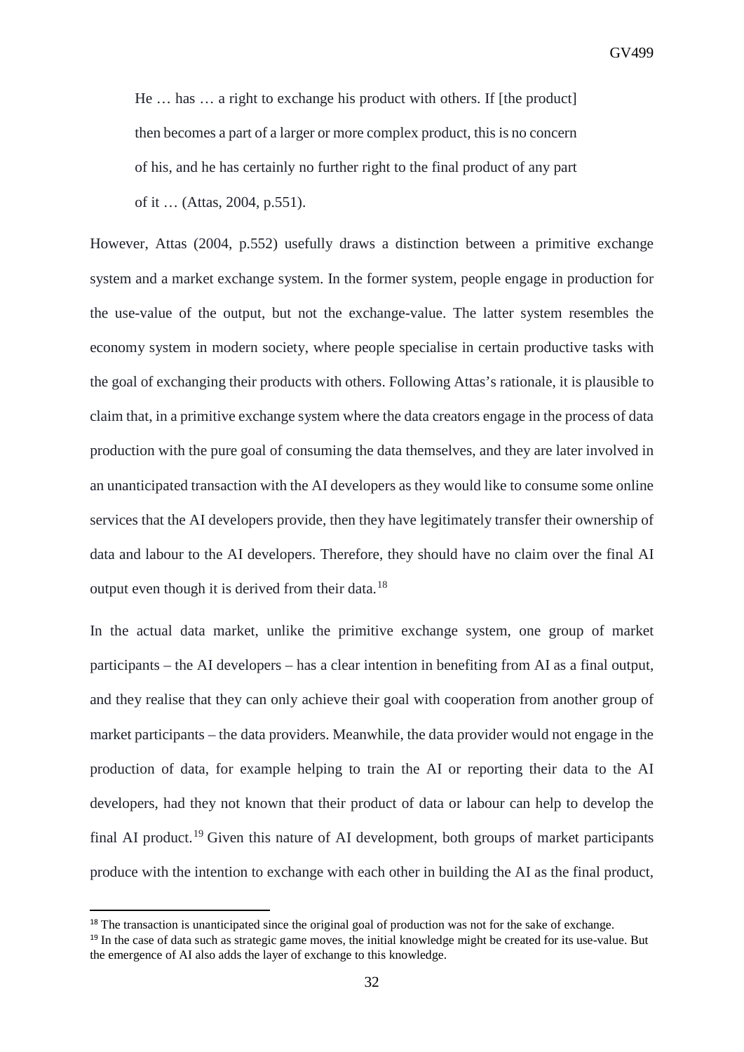> He … has … a right to exchange his product with others. If [the product] then becomes a part of a larger or more complex product, this is no concern of his, and he has certainly no further right to the final product of any part of it … (Attas, 2004, p.551).

However, Attas (2004, p.552) usefully draws a distinction between a primitive exchange system and a market exchange system. In the former system, people engage in production for the use-value of the output, but not the exchange-value. The latter system resembles the economy system in modern society, where people specialise in certain productive tasks with the goal of exchanging their products with others. Following Attas's rationale, it is plausible to claim that, in a primitive exchange system where the data creators engage in the process of data production with the pure goal of consuming the data themselves, and they are later involved in an unanticipated transaction with the AI developers as they would like to consume some online services that the AI developers provide, then they have legitimately transfer their ownership of data and labour to the AI developers. Therefore, they should have no claim over the final AI output even though it is derived from their data.[18]

In the actual data market, unlike the primitive exchange system, one group of market participants – the AI developers – has a clear intention in benefiting from AI as a final output, and they realise that they can only achieve their goal with cooperation from another group of market participants – the data providers. Meanwhile, the data provider would not engage in the production of data, for example helping to train the AI or reporting their data to the AI developers, had they not known that their product of data or labour can help to develop the final AI product.[19] Given this nature of AI development, both groups of market participants produce with the intention to exchange with each other in building the AI as the final product,

[18] The transaction is unanticipated since the original goal of production was not for the sake of exchange.

[19] In the case of data such as strategic game moves, the initial knowledge might be created for its use-value. But the emergence of AI also adds the layer of exchange to this knowledge.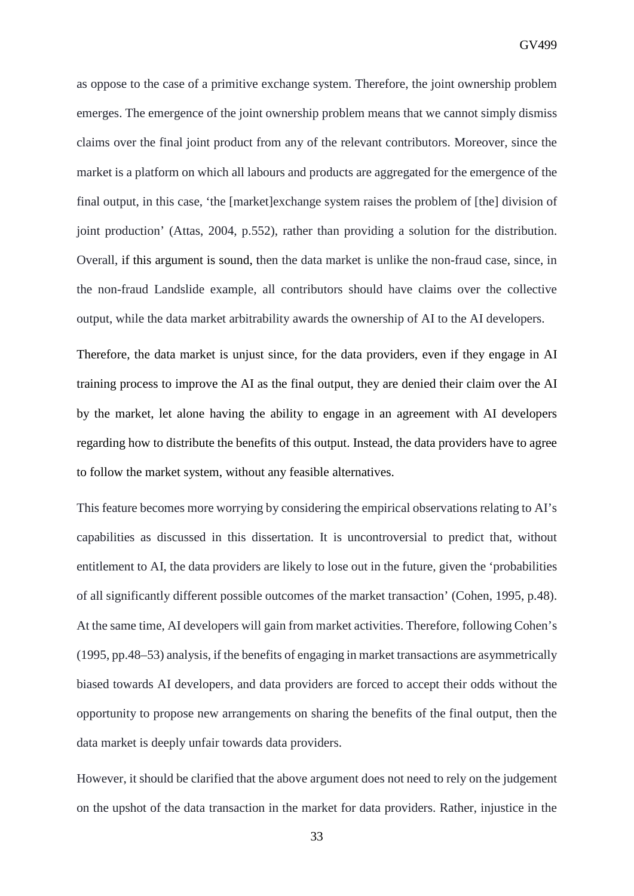as oppose to the case of a primitive exchange system. Therefore, the joint ownership problem emerges. The emergence of the joint ownership problem means that we cannot simply dismiss claims over the final joint product from any of the relevant contributors. Moreover, since the market is a platform on which all labours and products are aggregated for the emergence of the final output, in this case, 'the [market]exchange system raises the problem of [the] division of joint production' (Attas, 2004, p.552), rather than providing a solution for the distribution. Overall, if this argument is sound, then the data market is unlike the non-fraud case, since, in the non-fraud Landslide example, all contributors should have claims over the collective output, while the data market arbitrability awards the ownership of AI to the AI developers.

Therefore, the data market is unjust since, for the data providers, even if they engage in AI training process to improve the AI as the final output, they are denied their claim over the AI by the market, let alone having the ability to engage in an agreement with AI developers regarding how to distribute the benefits of this output. Instead, the data providers have to agree to follow the market system, without any feasible alternatives.

This feature becomes more worrying by considering the empirical observations relating to AI's capabilities as discussed in this dissertation. It is uncontroversial to predict that, without entitlement to AI, the data providers are likely to lose out in the future, given the 'probabilities of all significantly different possible outcomes of the market transaction' (Cohen, 1995, p.48). At the same time, AI developers will gain from market activities. Therefore, following Cohen's (1995, pp.48–53) analysis, if the benefits of engaging in market transactions are asymmetrically biased towards AI developers, and data providers are forced to accept their odds without the opportunity to propose new arrangements on sharing the benefits of the final output, then the data market is deeply unfair towards data providers.

However, it should be clarified that the above argument does not need to rely on the judgement on the upshot of the data transaction in the market for data providers. Rather, injustice in the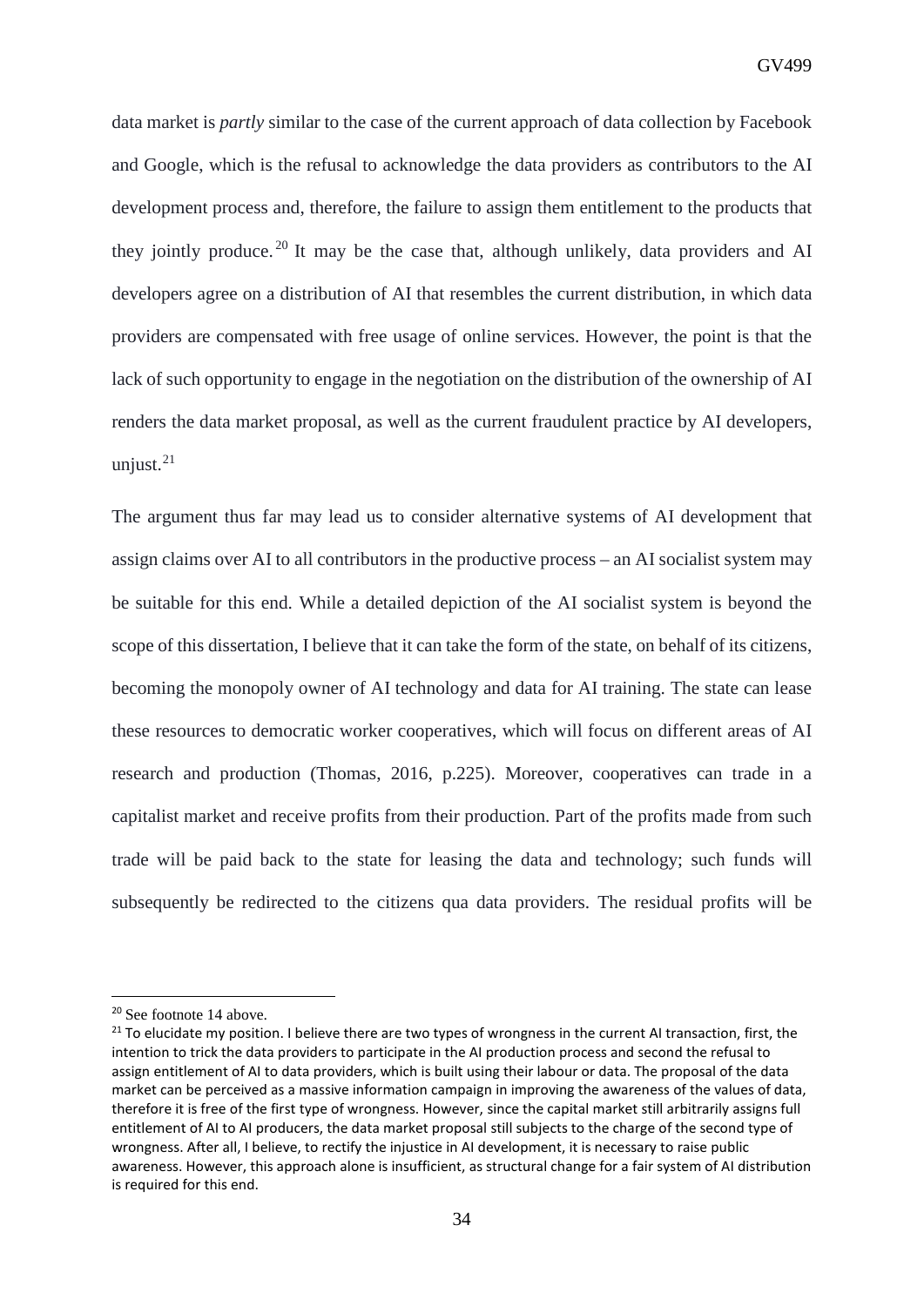data market is *partly* similar to the case of the current approach of data collection by Facebook and Google, which is the refusal to acknowledge the data providers as contributors to the AI development process and, therefore, the failure to assign them entitlement to the products that they jointly produce.[20] It may be the case that, although unlikely, data providers and AI developers agree on a distribution of AI that resembles the current distribution, in which data providers are compensated with free usage of online services. However, the point is that the lack of such opportunity to engage in the negotiation on the distribution of the ownership of AI renders the data market proposal, as well as the current fraudulent practice by AI developers, unjust.[21]

The argument thus far may lead us to consider alternative systems of AI development that assign claims over AI to all contributors in the productive process – an AI socialist system may be suitable for this end. While a detailed depiction of the AI socialist system is beyond the scope of this dissertation, I believe that it can take the form of the state, on behalf of its citizens, becoming the monopoly owner of AI technology and data for AI training. The state can lease these resources to democratic worker cooperatives, which will focus on different areas of AI research and production (Thomas, 2016, p.225). Moreover, cooperatives can trade in a capitalist market and receive profits from their production. Part of the profits made from such trade will be paid back to the state for leasing the data and technology; such funds will subsequently be redirected to the citizens qua data providers. The residual profits will be

---

[20] See footnote 14 above.

[21] To elucidate my position. I believe there are two types of wrongness in the current AI transaction, first, the intention to trick the data providers to participate in the AI production process and second the refusal to assign entitlement of AI to data providers, which is built using their labour or data. The proposal of the data market can be perceived as a massive information campaign in improving the awareness of the values of data, therefore it is free of the first type of wrongness. However, since the capital market still arbitrarily assigns full entitlement of AI to AI producers, the data market proposal still subjects to the charge of the second type of wrongness. After all, I believe, to rectify the injustice in AI development, it is necessary to raise public awareness. However, this approach alone is insufficient, as structural change for a fair system of AI distribution is required for this end.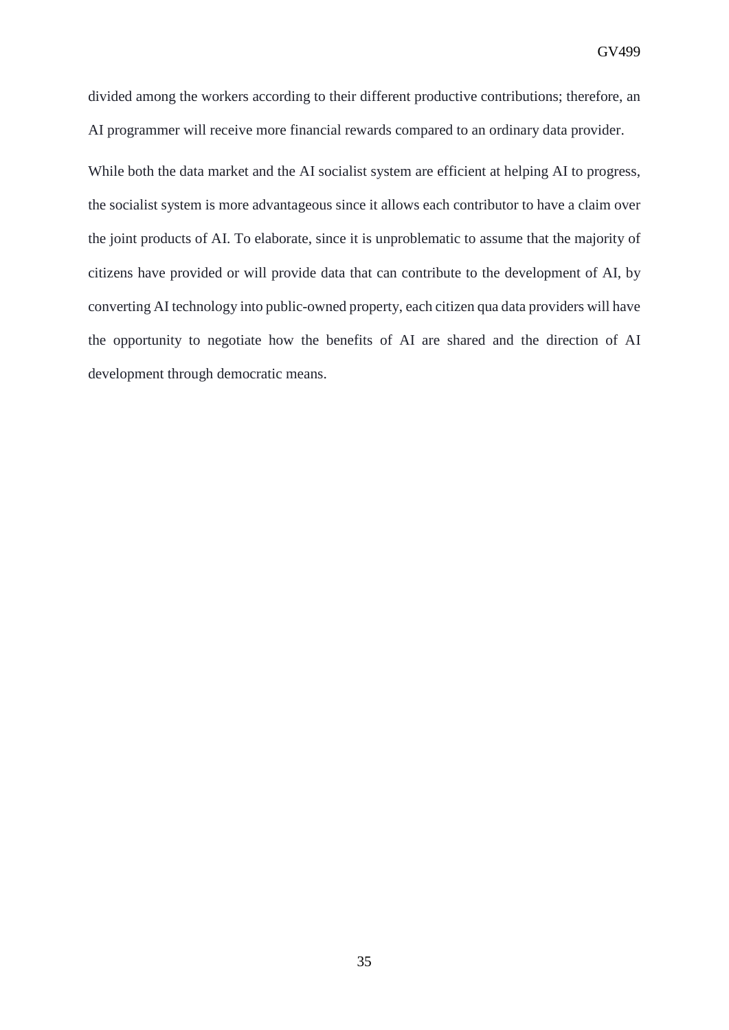divided among the workers according to their different productive contributions; therefore, an AI programmer will receive more financial rewards compared to an ordinary data provider.

While both the data market and the AI socialist system are efficient at helping AI to progress, the socialist system is more advantageous since it allows each contributor to have a claim over the joint products of AI. To elaborate, since it is unproblematic to assume that the majority of citizens have provided or will provide data that can contribute to the development of AI, by converting AI technology into public-owned property, each citizen qua data providers will have the opportunity to negotiate how the benefits of AI are shared and the direction of AI development through democratic means.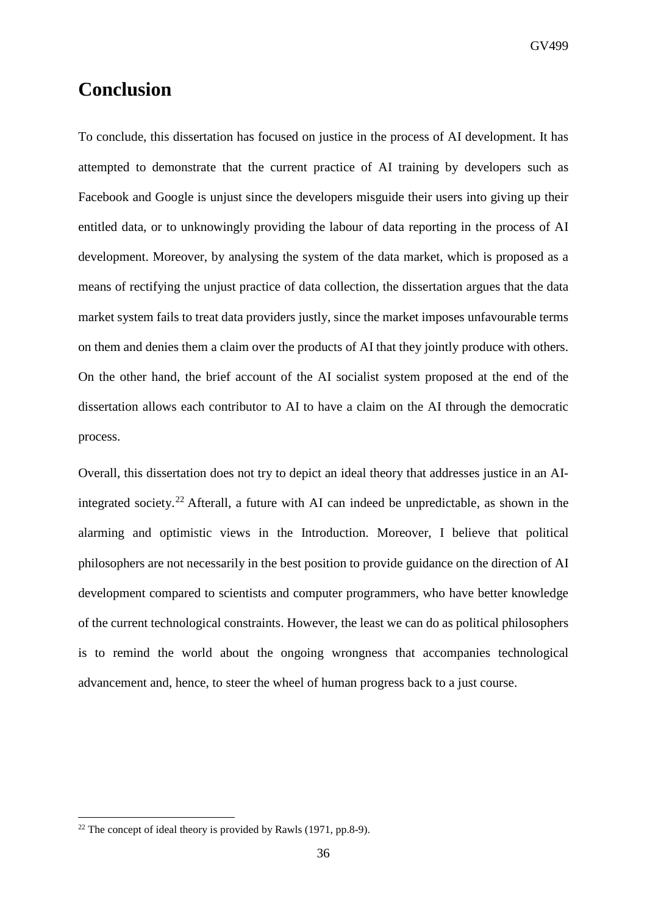# Conclusion

To conclude, this dissertation has focused on justice in the process of AI development. It has attempted to demonstrate that the current practice of AI training by developers such as Facebook and Google is unjust since the developers misguide their users into giving up their entitled data, or to unknowingly providing the labour of data reporting in the process of AI development. Moreover, by analysing the system of the data market, which is proposed as a means of rectifying the unjust practice of data collection, the dissertation argues that the data market system fails to treat data providers justly, since the market imposes unfavourable terms on them and denies them a claim over the products of AI that they jointly produce with others. On the other hand, the brief account of the AI socialist system proposed at the end of the dissertation allows each contributor to AI to have a claim on the AI through the democratic process.

Overall, this dissertation does not try to depict an ideal theory that addresses justice in an AI-integrated society.[22] Afterall, a future with AI can indeed be unpredictable, as shown in the alarming and optimistic views in the Introduction. Moreover, I believe that political philosophers are not necessarily in the best position to provide guidance on the direction of AI development compared to scientists and computer programmers, who have better knowledge of the current technological constraints. However, the least we can do as political philosophers is to remind the world about the ongoing wrongness that accompanies technological advancement and, hence, to steer the wheel of human progress back to a just course.

[22] The concept of ideal theory is provided by Rawls (1971, pp.8-9).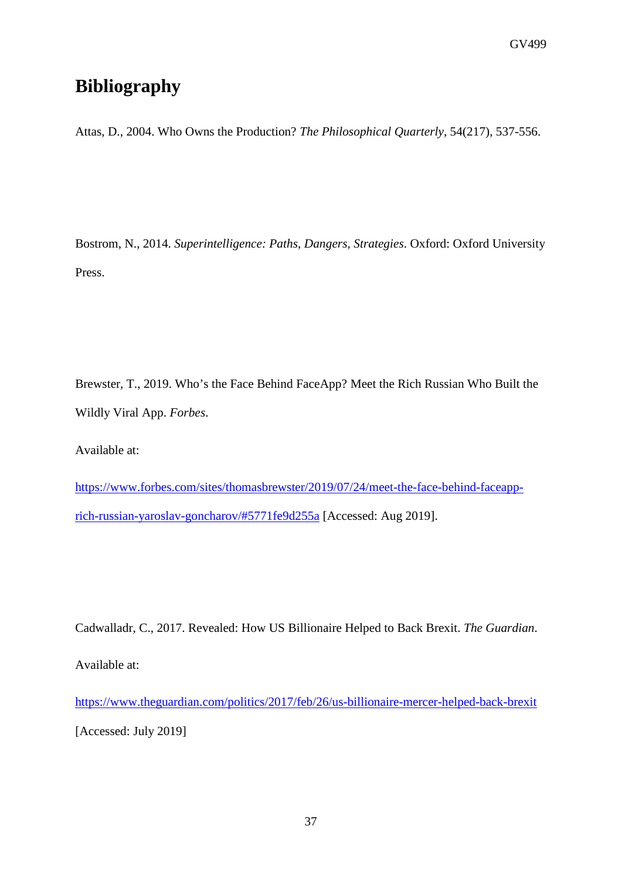# Bibliography

Attas, D., 2004. Who Owns the Production? *The Philosophical Quarterly*, 54(217), 537-556.

Bostrom, N., 2014. *Superintelligence: Paths, Dangers, Strategies*. Oxford: Oxford University Press.

Brewster, T., 2019. Who's the Face Behind FaceApp? Meet the Rich Russian Who Built the Wildly Viral App. *Forbes*.

Available at:

https://www.forbes.com/sites/thomasbrewster/2019/07/24/meet-the-face-behind-faceapp-rich-russian-yaroslav-goncharov/#5771fe9d255a [Accessed: Aug 2019].

Cadwalladr, C., 2017. Revealed: How US Billionaire Helped to Back Brexit. *The Guardian*.

Available at:

https://www.theguardian.com/politics/2017/feb/26/us-billionaire-mercer-helped-back-brexit [Accessed: July 2019]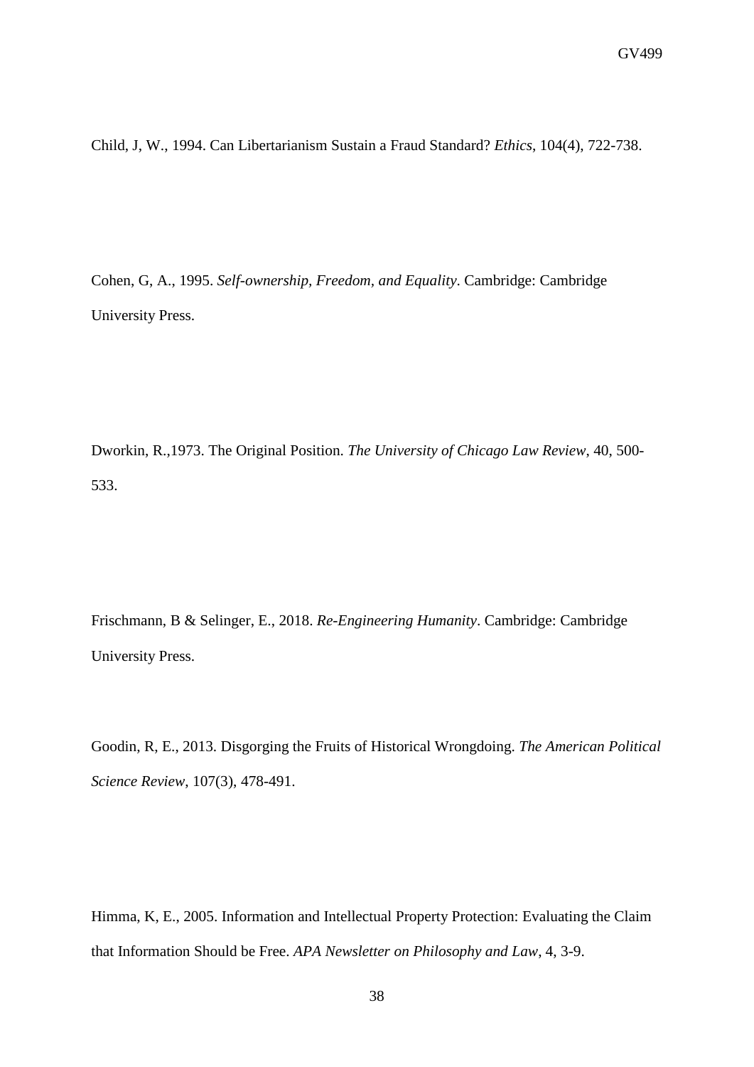Child, J, W., 1994. Can Libertarianism Sustain a Fraud Standard? *Ethics*, 104(4), 722-738.

Cohen, G, A., 1995. *Self-ownership, Freedom, and Equality*. Cambridge: Cambridge University Press.

Dworkin, R.,1973. The Original Position. *The University of Chicago Law Review*, 40, 500-533.

Frischmann, B & Selinger, E., 2018. *Re-Engineering Humanity*. Cambridge: Cambridge University Press.

Goodin, R, E., 2013. Disgorging the Fruits of Historical Wrongdoing. *The American Political Science Review*, 107(3), 478-491.

Himma, K, E., 2005. Information and Intellectual Property Protection: Evaluating the Claim that Information Should be Free. *APA Newsletter on Philosophy and Law*, 4, 3-9.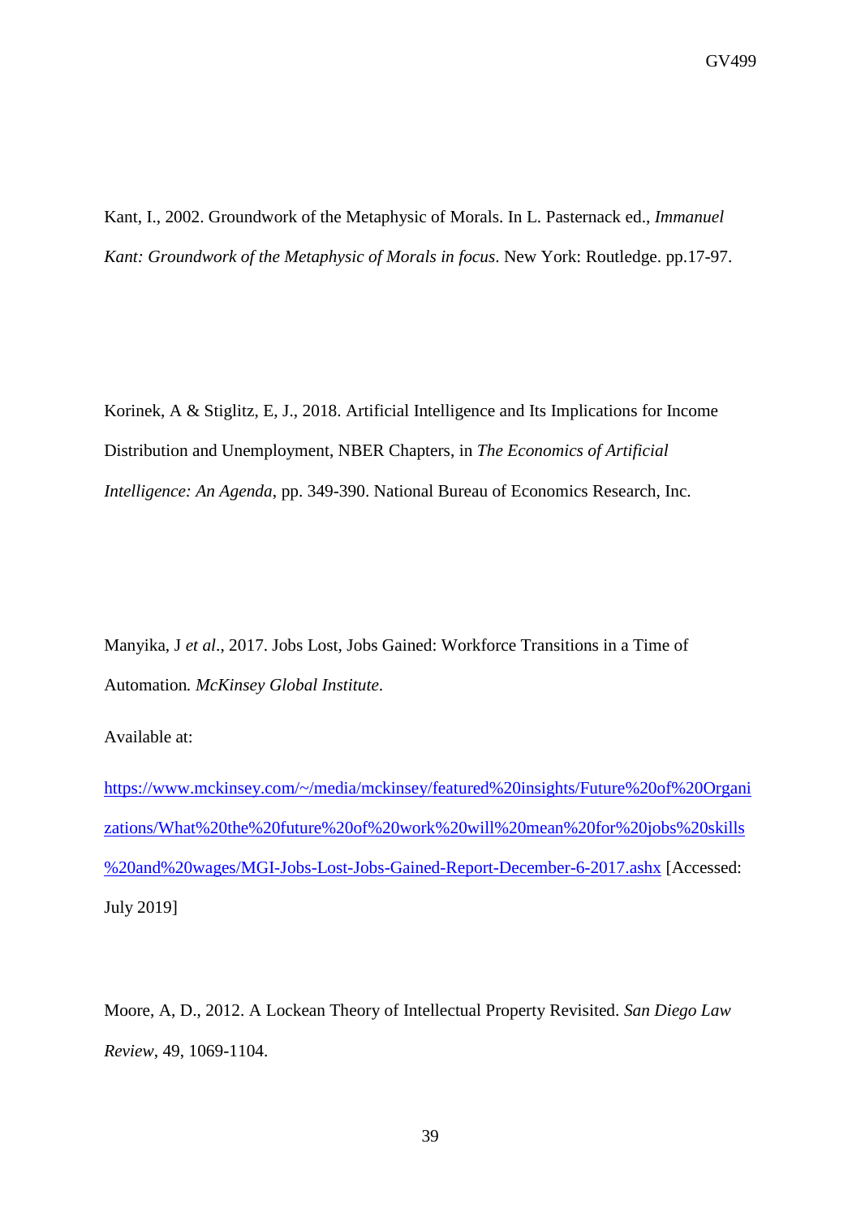Kant, I., 2002. Groundwork of the Metaphysic of Morals. In L. Pasternack ed., *Immanuel Kant: Groundwork of the Metaphysic of Morals in focus*. New York: Routledge. pp.17-97.

Korinek, A & Stiglitz, E, J., 2018. Artificial Intelligence and Its Implications for Income Distribution and Unemployment, NBER Chapters, in *The Economics of Artificial Intelligence: An Agenda*, pp. 349-390. National Bureau of Economics Research, Inc.

Manyika, J *et al*., 2017. Jobs Lost, Jobs Gained: Workforce Transitions in a Time of Automation*. McKinsey Global Institute*.

Available at:

https://www.mckinsey.com/~/media/mckinsey/featured%20insights/Future%20of%20Organizations/What%20the%20future%20of%20work%20will%20mean%20for%20jobs%20skills%20and%20wages/MGI-Jobs-Lost-Jobs-Gained-Report-December-6-2017.ashx [Accessed: July 2019]

Moore, A, D., 2012. A Lockean Theory of Intellectual Property Revisited. *San Diego Law Review*, 49, 1069-1104.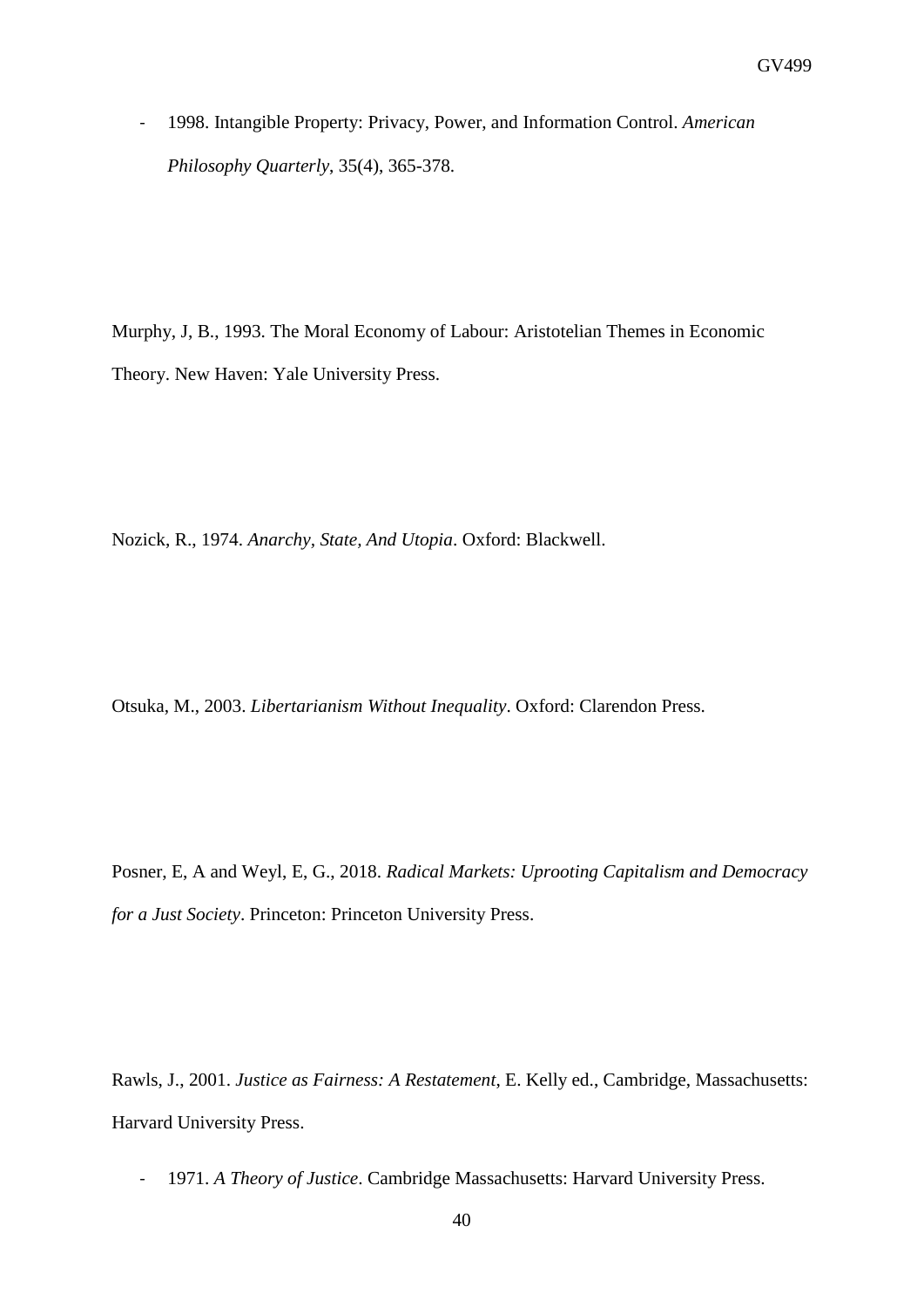- 1998. Intangible Property: Privacy, Power, and Information Control. *American Philosophy Quarterly*, 35(4), 365-378.

Murphy, J, B., 1993. The Moral Economy of Labour: Aristotelian Themes in Economic Theory. New Haven: Yale University Press.

Nozick, R., 1974. *Anarchy, State, And Utopia*. Oxford: Blackwell.

Otsuka, M., 2003. *Libertarianism Without Inequality*. Oxford: Clarendon Press.

Posner, E, A and Weyl, E, G., 2018. *Radical Markets: Uprooting Capitalism and Democracy for a Just Society*. Princeton: Princeton University Press.

Rawls, J., 2001. *Justice as Fairness: A Restatement*, E. Kelly ed., Cambridge, Massachusetts: Harvard University Press.

- 1971. *A Theory of Justice*. Cambridge Massachusetts: Harvard University Press.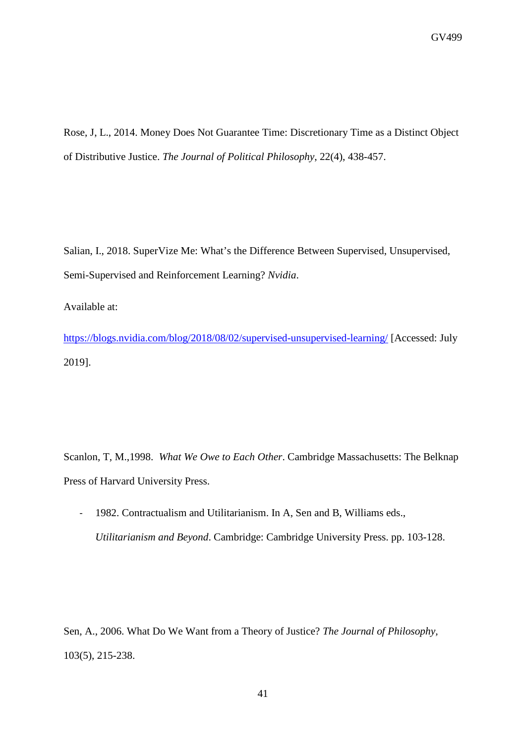Rose, J, L., 2014. Money Does Not Guarantee Time: Discretionary Time as a Distinct Object of Distributive Justice. *The Journal of Political Philosophy*, 22(4), 438-457.

Salian, I., 2018. SuperVize Me: What's the Difference Between Supervised, Unsupervised, Semi-Supervised and Reinforcement Learning? *Nvidia*.

Available at:

https://blogs.nvidia.com/blog/2018/08/02/supervised-unsupervised-learning/ [Accessed: July 2019].

Scanlon, T, M.,1998. *What We Owe to Each Other*. Cambridge Massachusetts: The Belknap Press of Harvard University Press.

- 1982. Contractualism and Utilitarianism. In A, Sen and B, Williams eds., *Utilitarianism and Beyond*. Cambridge: Cambridge University Press. pp. 103-128.

Sen, A., 2006. What Do We Want from a Theory of Justice? *The Journal of Philosophy*, 103(5), 215-238.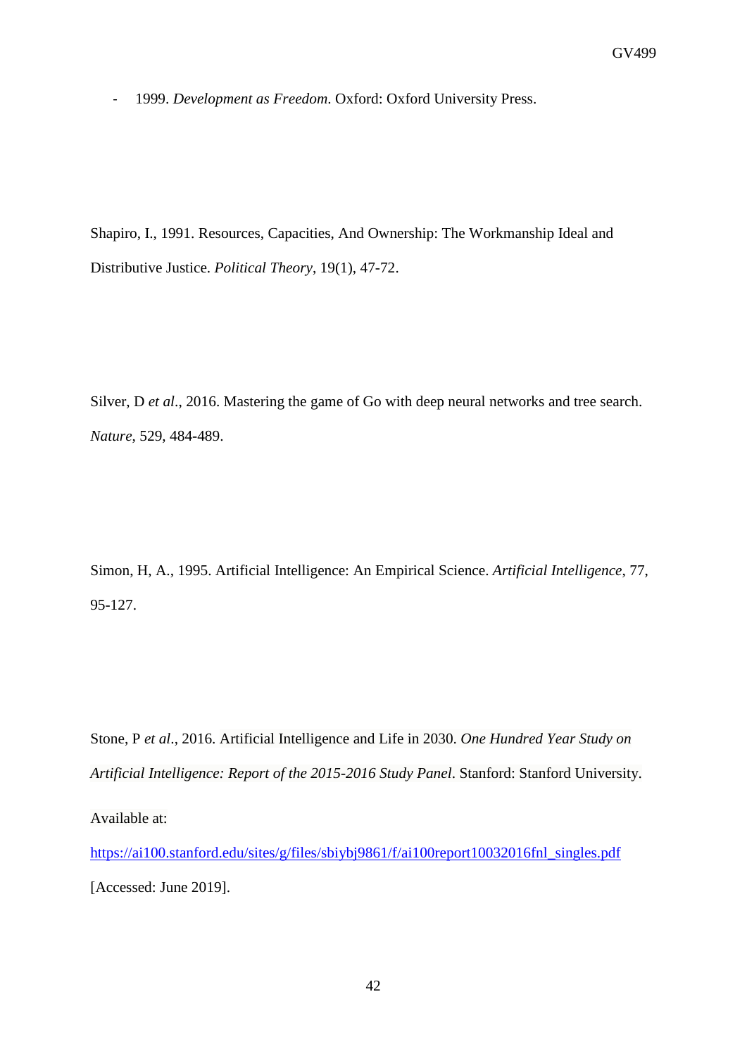- 1999. *Development as Freedom*. Oxford: Oxford University Press.

Shapiro, I., 1991. Resources, Capacities, And Ownership: The Workmanship Ideal and Distributive Justice. *Political Theory*, 19(1), 47-72.

Silver, D *et al*., 2016. Mastering the game of Go with deep neural networks and tree search. *Nature*, 529, 484-489.

Simon, H, A., 1995. Artificial Intelligence: An Empirical Science. *Artificial Intelligence*, 77, 95-127.

Stone, P *et al*., 2016. Artificial Intelligence and Life in 2030. *One Hundred Year Study on Artificial Intelligence: Report of the 2015-2016 Study Panel*. Stanford: Stanford University.

Available at:

[https://ai100.stanford.edu/sites/g/files/sbiybj9861/f/ai100report10032016fnl_singles.pdf](https://ai100.stanford.edu/sites/g/files/sbiybj9861/f/ai100report10032016fnl_singles.pdf)

[Accessed: June 2019].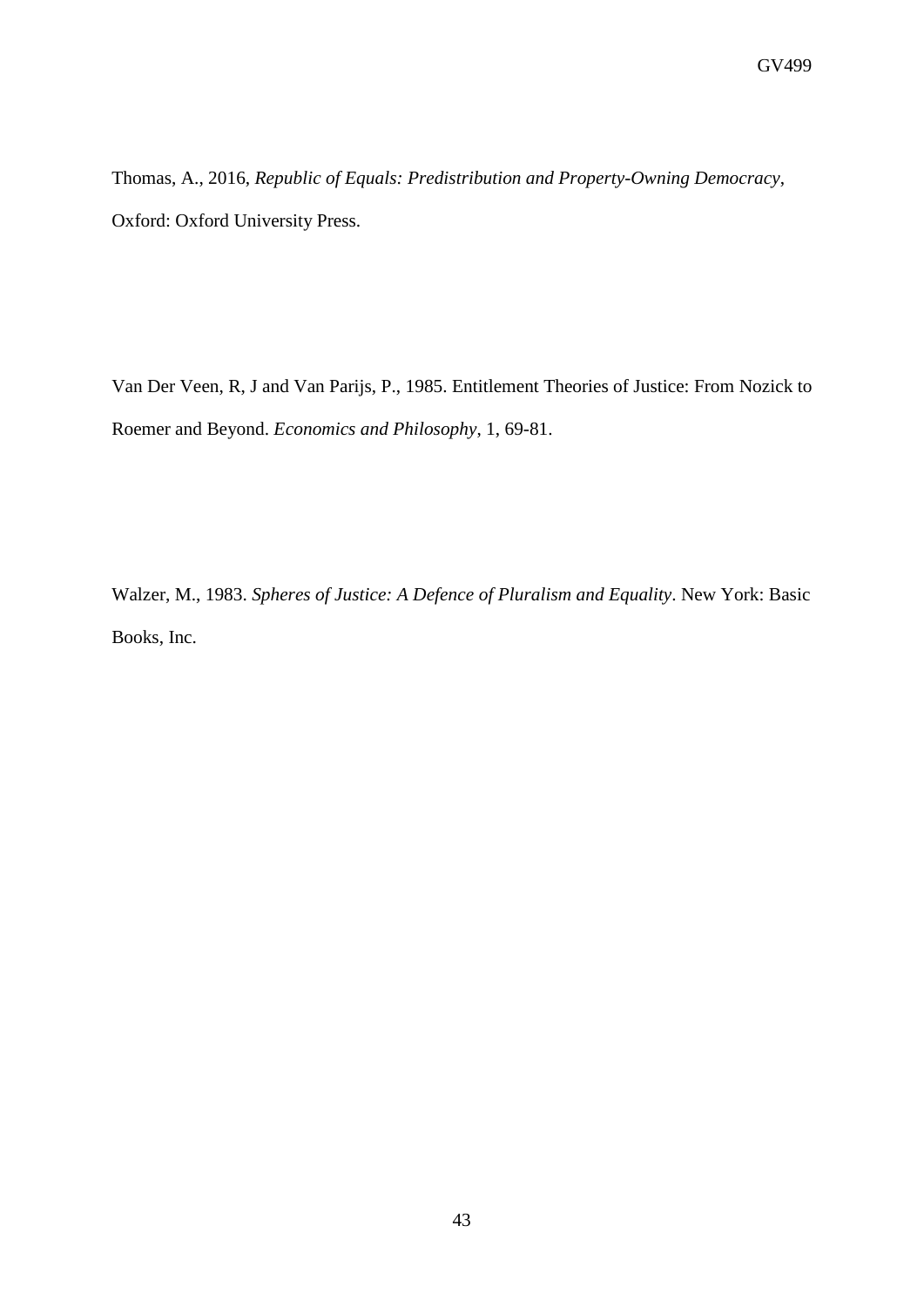Thomas, A., 2016, *Republic of Equals: Predistribution and Property-Owning Democracy*, Oxford: Oxford University Press.

Van Der Veen, R, J and Van Parijs, P., 1985. Entitlement Theories of Justice: From Nozick to Roemer and Beyond. *Economics and Philosophy*, 1, 69-81.

Walzer, M., 1983. *Spheres of Justice: A Defence of Pluralism and Equality*. New York: Basic Books, Inc.